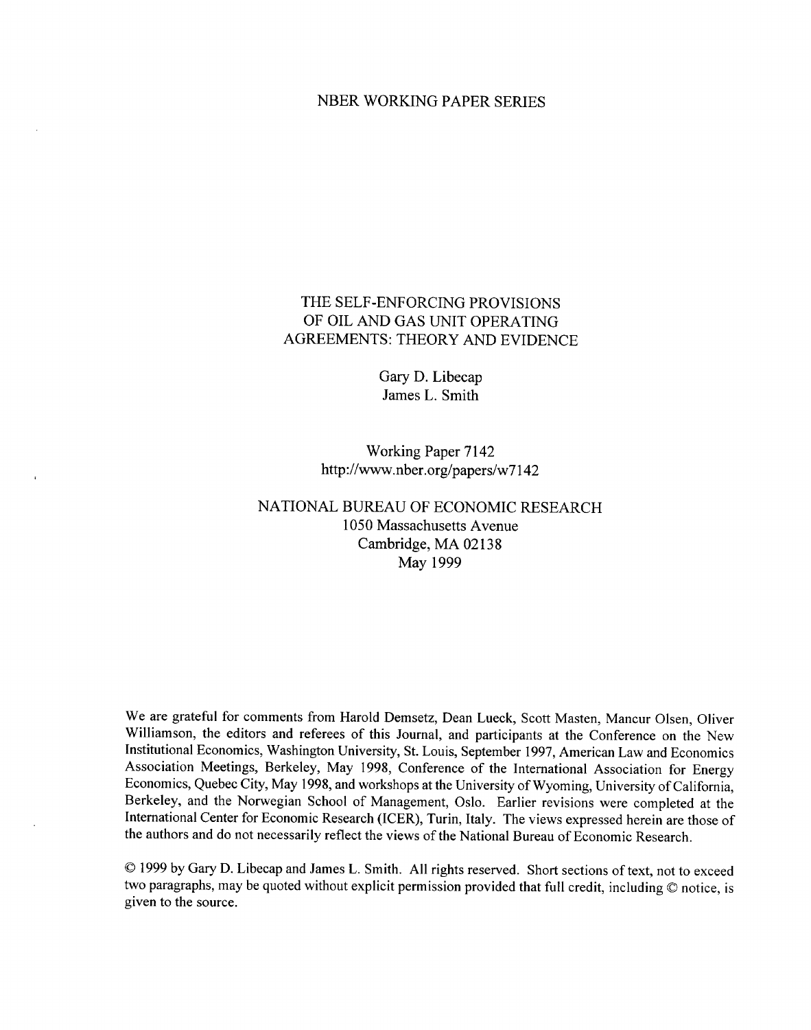NBER WORKING PAPER SERIES

# THE SELF-ENFORCING PROVISIONS OF OIL AND GAS UNIT OPERATING AGREEMENTS: THEORY AND EVIDENCE

Gary D. Libecap
James L. Smith

Working Paper 7142
http://www.nber.org/papers/w7142

NATIONAL BUREAU OF ECONOMIC RESEARCH
1050 Massachusetts Avenue
Cambridge, MA 02138
May 1999

We are grateful for comments from Harold Demsetz, Dean Lueck, Scott Masten, Mancur Olsen, Oliver Williamson, the editors and referees of this Journal, and participants at the Conference on the New Institutional Economics, Washington University, St. Louis, September 1997, American Law and Economics Association Meetings, Berkeley, May 1998, Conference of the International Association for Energy Economics, Quebec City, May 1998, and workshops at the University of Wyoming, University of California, Berkeley, and the Norwegian School of Management, Oslo. Earlier revisions were completed at the International Center for Economic Research (ICER), Turin, Italy. The views expressed herein are those of the authors and do not necessarily reflect the views of the National Bureau of Economic Research.

© 1999 by Gary D. Libecap and James L. Smith. All rights reserved. Short sections of text, not to exceed two paragraphs, may be quoted without explicit permission provided that full credit, including © notice, is given to the source.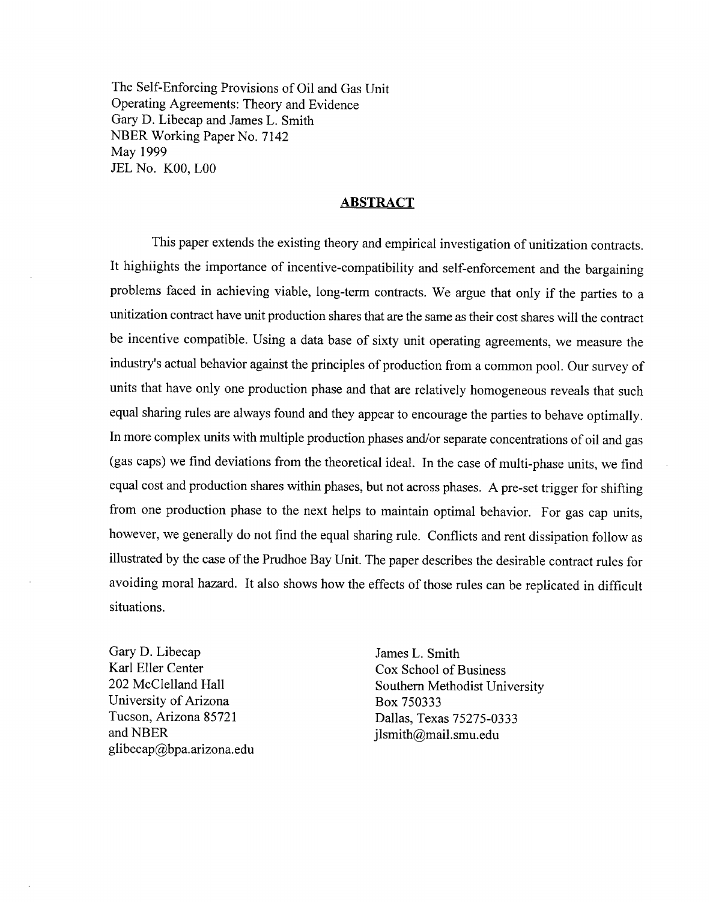The Self-Enforcing Provisions of Oil and Gas Unit Operating Agreements: Theory and Evidence
Gary D. Libecap and James L. Smith
NBER Working Paper No. 7142
May 1999
JEL No. K00, L00

## ABSTRACT

This paper extends the existing theory and empirical investigation of unitization contracts. It highlights the importance of incentive-compatibility and self-enforcement and the bargaining problems faced in achieving viable, long-term contracts. We argue that only if the parties to a unitization contract have unit production shares that are the same as their cost shares will the contract be incentive compatible. Using a data base of sixty unit operating agreements, we measure the industry's actual behavior against the principles of production from a common pool. Our survey of units that have only one production phase and that are relatively homogeneous reveals that such equal sharing rules are always found and they appear to encourage the parties to behave optimally. In more complex units with multiple production phases and/or separate concentrations of oil and gas (gas caps) we find deviations from the theoretical ideal. In the case of multi-phase units, we find equal cost and production shares within phases, but not across phases. A pre-set trigger for shifting from one production phase to the next helps to maintain optimal behavior. For gas cap units, however, we generally do not find the equal sharing rule. Conflicts and rent dissipation follow as illustrated by the case of the Prudhoe Bay Unit. The paper describes the desirable contract rules for avoiding moral hazard. It also shows how the effects of those rules can be replicated in difficult situations.

Gary D. Libecap
Karl Eller Center
202 McClelland Hall
University of Arizona
Tucson, Arizona 85721
and NBER
glibecap@bpa.arizona.edu

James L. Smith
Cox School of Business
Southern Methodist University
Box 750333
Dallas, Texas 75275-0333
jlsmith@mail.smu.edu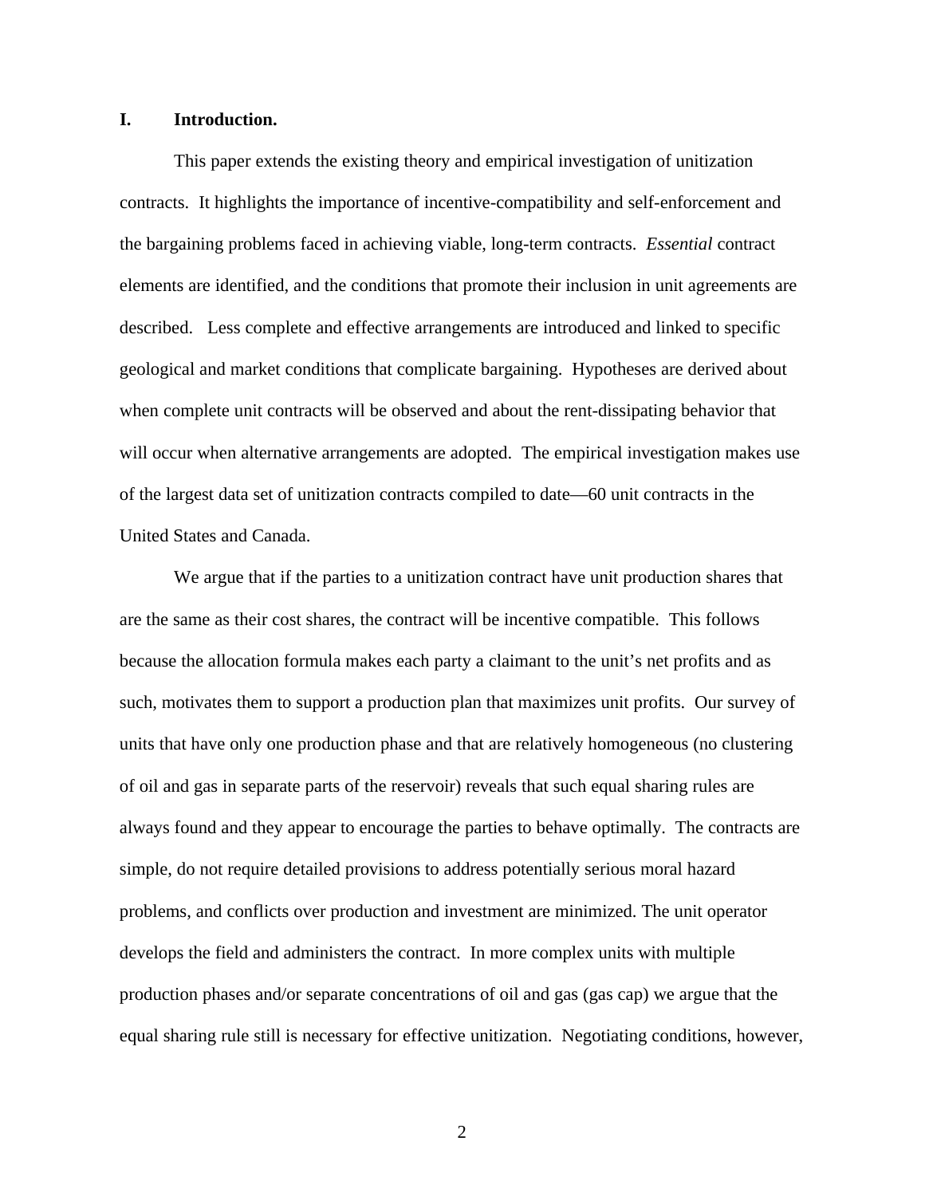## I. Introduction.

This paper extends the existing theory and empirical investigation of unitization contracts. It highlights the importance of incentive-compatibility and self-enforcement and the bargaining problems faced in achieving viable, long-term contracts. *Essential* contract elements are identified, and the conditions that promote their inclusion in unit agreements are described. Less complete and effective arrangements are introduced and linked to specific geological and market conditions that complicate bargaining. Hypotheses are derived about when complete unit contracts will be observed and about the rent-dissipating behavior that will occur when alternative arrangements are adopted. The empirical investigation makes use of the largest data set of unitization contracts compiled to date—60 unit contracts in the United States and Canada.

We argue that if the parties to a unitization contract have unit production shares that are the same as their cost shares, the contract will be incentive compatible. This follows because the allocation formula makes each party a claimant to the unit's net profits and as such, motivates them to support a production plan that maximizes unit profits. Our survey of units that have only one production phase and that are relatively homogeneous (no clustering of oil and gas in separate parts of the reservoir) reveals that such equal sharing rules are always found and they appear to encourage the parties to behave optimally. The contracts are simple, do not require detailed provisions to address potentially serious moral hazard problems, and conflicts over production and investment are minimized. The unit operator develops the field and administers the contract. In more complex units with multiple production phases and/or separate concentrations of oil and gas (gas cap) we argue that the equal sharing rule still is necessary for effective unitization. Negotiating conditions, however,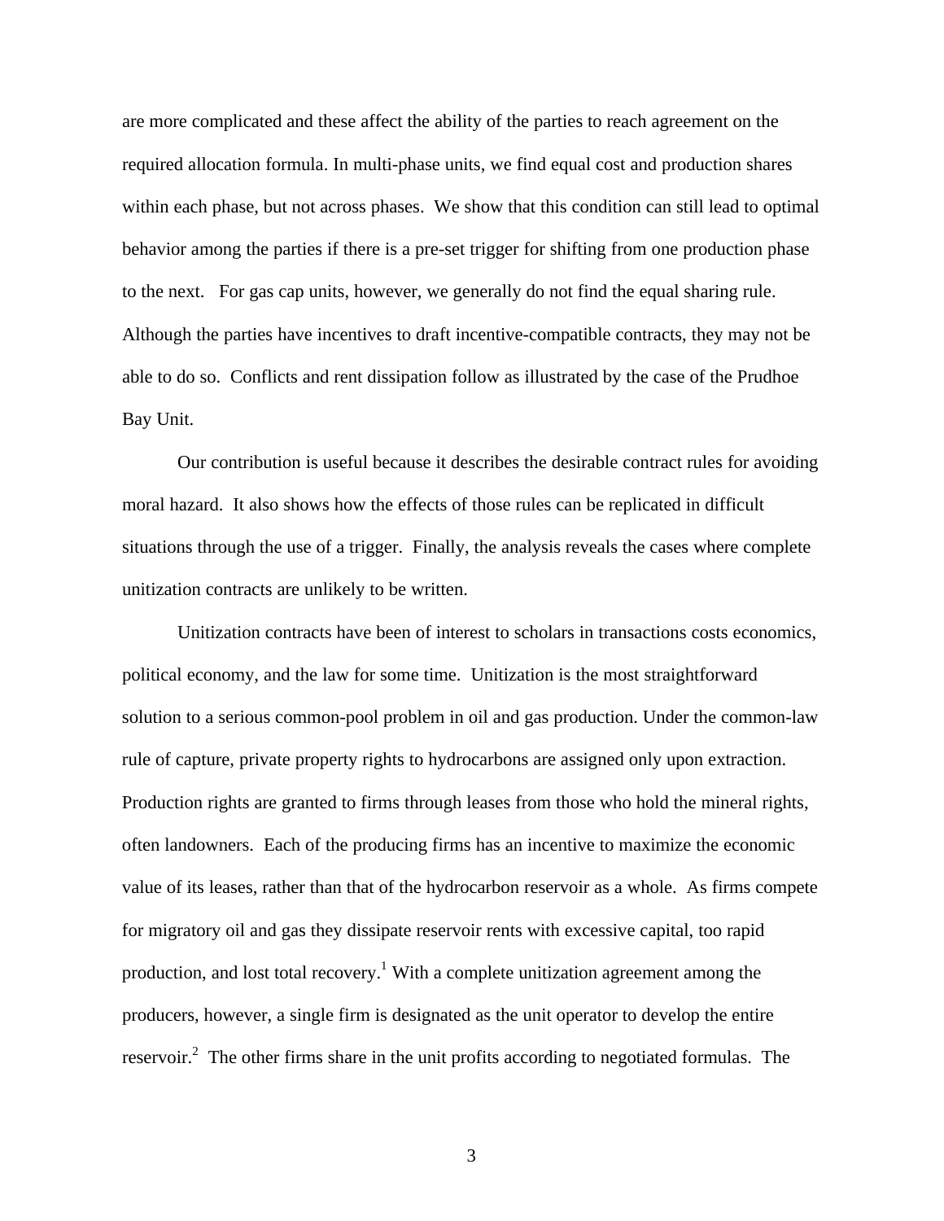are more complicated and these affect the ability of the parties to reach agreement on the required allocation formula. In multi-phase units, we find equal cost and production shares within each phase, but not across phases. We show that this condition can still lead to optimal behavior among the parties if there is a pre-set trigger for shifting from one production phase to the next. For gas cap units, however, we generally do not find the equal sharing rule. Although the parties have incentives to draft incentive-compatible contracts, they may not be able to do so. Conflicts and rent dissipation follow as illustrated by the case of the Prudhoe Bay Unit.

Our contribution is useful because it describes the desirable contract rules for avoiding moral hazard. It also shows how the effects of those rules can be replicated in difficult situations through the use of a trigger. Finally, the analysis reveals the cases where complete unitization contracts are unlikely to be written.

Unitization contracts have been of interest to scholars in transactions costs economics, political economy, and the law for some time. Unitization is the most straightforward solution to a serious common-pool problem in oil and gas production. Under the common-law rule of capture, private property rights to hydrocarbons are assigned only upon extraction. Production rights are granted to firms through leases from those who hold the mineral rights, often landowners. Each of the producing firms has an incentive to maximize the economic value of its leases, rather than that of the hydrocarbon reservoir as a whole. As firms compete for migratory oil and gas they dissipate reservoir rents with excessive capital, too rapid production, and lost total recovery.[1] With a complete unitization agreement among the producers, however, a single firm is designated as the unit operator to develop the entire reservoir.[2] The other firms share in the unit profits according to negotiated formulas. The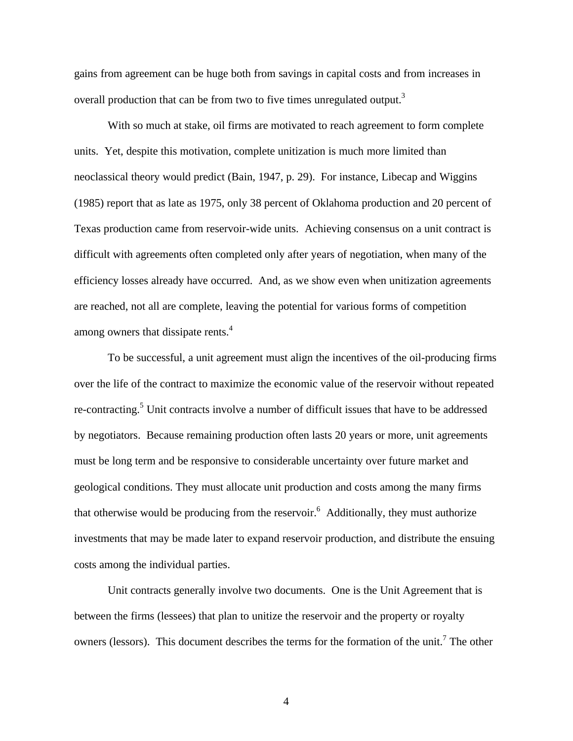gains from agreement can be huge both from savings in capital costs and from increases in overall production that can be from two to five times unregulated output.[3]

With so much at stake, oil firms are motivated to reach agreement to form complete units. Yet, despite this motivation, complete unitization is much more limited than neoclassical theory would predict (Bain, 1947, p. 29). For instance, Libecap and Wiggins (1985) report that as late as 1975, only 38 percent of Oklahoma production and 20 percent of Texas production came from reservoir-wide units. Achieving consensus on a unit contract is difficult with agreements often completed only after years of negotiation, when many of the efficiency losses already have occurred. And, as we show even when unitization agreements are reached, not all are complete, leaving the potential for various forms of competition among owners that dissipate rents.[4]

To be successful, a unit agreement must align the incentives of the oil-producing firms over the life of the contract to maximize the economic value of the reservoir without repeated re-contracting.[5] Unit contracts involve a number of difficult issues that have to be addressed by negotiators. Because remaining production often lasts 20 years or more, unit agreements must be long term and be responsive to considerable uncertainty over future market and geological conditions. They must allocate unit production and costs among the many firms that otherwise would be producing from the reservoir.[6] Additionally, they must authorize investments that may be made later to expand reservoir production, and distribute the ensuing costs among the individual parties.

Unit contracts generally involve two documents. One is the Unit Agreement that is between the firms (lessees) that plan to unitize the reservoir and the property or royalty owners (lessors). This document describes the terms for the formation of the unit.[7] The other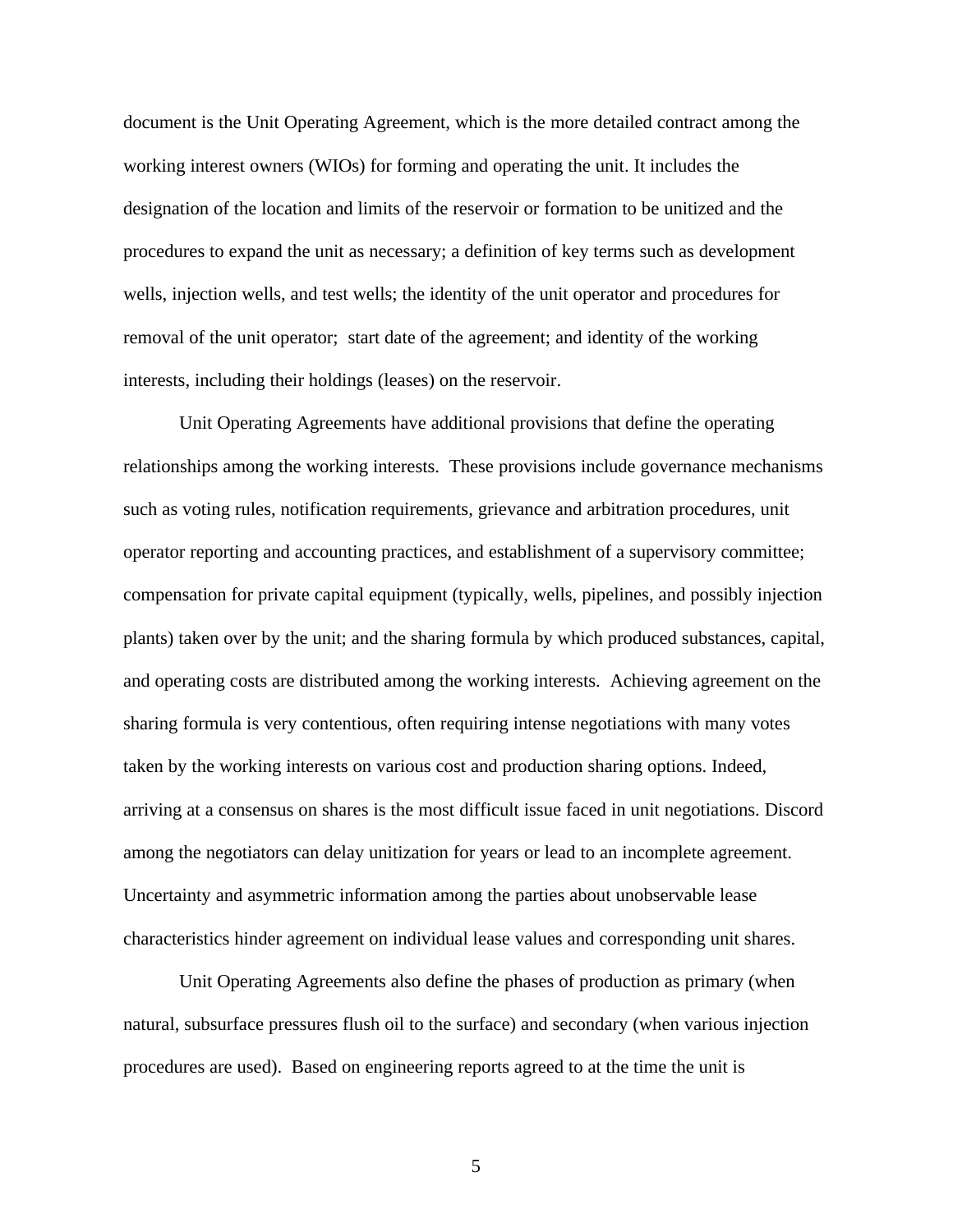document is the Unit Operating Agreement, which is the more detailed contract among the working interest owners (WIOs) for forming and operating the unit. It includes the designation of the location and limits of the reservoir or formation to be unitized and the procedures to expand the unit as necessary; a definition of key terms such as development wells, injection wells, and test wells; the identity of the unit operator and procedures for removal of the unit operator; start date of the agreement; and identity of the working interests, including their holdings (leases) on the reservoir.

Unit Operating Agreements have additional provisions that define the operating relationships among the working interests. These provisions include governance mechanisms such as voting rules, notification requirements, grievance and arbitration procedures, unit operator reporting and accounting practices, and establishment of a supervisory committee; compensation for private capital equipment (typically, wells, pipelines, and possibly injection plants) taken over by the unit; and the sharing formula by which produced substances, capital, and operating costs are distributed among the working interests. Achieving agreement on the sharing formula is very contentious, often requiring intense negotiations with many votes taken by the working interests on various cost and production sharing options. Indeed, arriving at a consensus on shares is the most difficult issue faced in unit negotiations. Discord among the negotiators can delay unitization for years or lead to an incomplete agreement. Uncertainty and asymmetric information among the parties about unobservable lease characteristics hinder agreement on individual lease values and corresponding unit shares.

Unit Operating Agreements also define the phases of production as primary (when natural, subsurface pressures flush oil to the surface) and secondary (when various injection procedures are used). Based on engineering reports agreed to at the time the unit is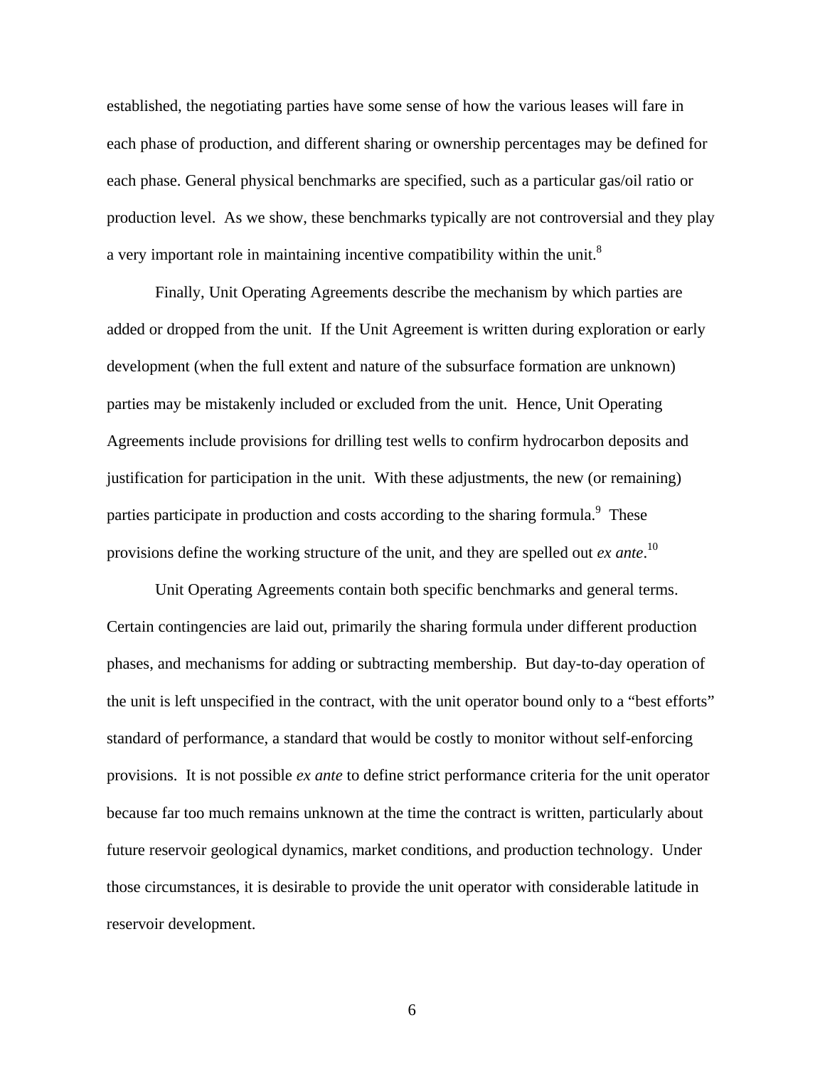established, the negotiating parties have some sense of how the various leases will fare in each phase of production, and different sharing or ownership percentages may be defined for each phase. General physical benchmarks are specified, such as a particular gas/oil ratio or production level. As we show, these benchmarks typically are not controversial and they play a very important role in maintaining incentive compatibility within the unit.[8]

Finally, Unit Operating Agreements describe the mechanism by which parties are added or dropped from the unit. If the Unit Agreement is written during exploration or early development (when the full extent and nature of the subsurface formation are unknown) parties may be mistakenly included or excluded from the unit. Hence, Unit Operating Agreements include provisions for drilling test wells to confirm hydrocarbon deposits and justification for participation in the unit. With these adjustments, the new (or remaining) parties participate in production and costs according to the sharing formula.[9] These provisions define the working structure of the unit, and they are spelled out *ex ante*.[10]

Unit Operating Agreements contain both specific benchmarks and general terms. Certain contingencies are laid out, primarily the sharing formula under different production phases, and mechanisms for adding or subtracting membership. But day-to-day operation of the unit is left unspecified in the contract, with the unit operator bound only to a "best efforts" standard of performance, a standard that would be costly to monitor without self-enforcing provisions. It is not possible *ex ante* to define strict performance criteria for the unit operator because far too much remains unknown at the time the contract is written, particularly about future reservoir geological dynamics, market conditions, and production technology. Under those circumstances, it is desirable to provide the unit operator with considerable latitude in reservoir development.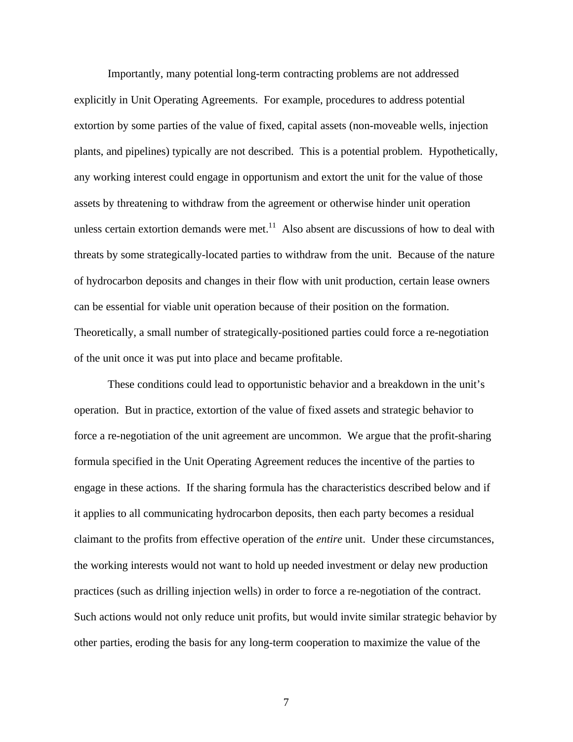Importantly, many potential long-term contracting problems are not addressed explicitly in Unit Operating Agreements. For example, procedures to address potential extortion by some parties of the value of fixed, capital assets (non-moveable wells, injection plants, and pipelines) typically are not described. This is a potential problem. Hypothetically, any working interest could engage in opportunism and extort the unit for the value of those assets by threatening to withdraw from the agreement or otherwise hinder unit operation unless certain extortion demands were met.[11] Also absent are discussions of how to deal with threats by some strategically-located parties to withdraw from the unit. Because of the nature of hydrocarbon deposits and changes in their flow with unit production, certain lease owners can be essential for viable unit operation because of their position on the formation. Theoretically, a small number of strategically-positioned parties could force a re-negotiation of the unit once it was put into place and became profitable.

These conditions could lead to opportunistic behavior and a breakdown in the unit's operation. But in practice, extortion of the value of fixed assets and strategic behavior to force a re-negotiation of the unit agreement are uncommon. We argue that the profit-sharing formula specified in the Unit Operating Agreement reduces the incentive of the parties to engage in these actions. If the sharing formula has the characteristics described below and if it applies to all communicating hydrocarbon deposits, then each party becomes a residual claimant to the profits from effective operation of the *entire* unit. Under these circumstances, the working interests would not want to hold up needed investment or delay new production practices (such as drilling injection wells) in order to force a re-negotiation of the contract. Such actions would not only reduce unit profits, but would invite similar strategic behavior by other parties, eroding the basis for any long-term cooperation to maximize the value of the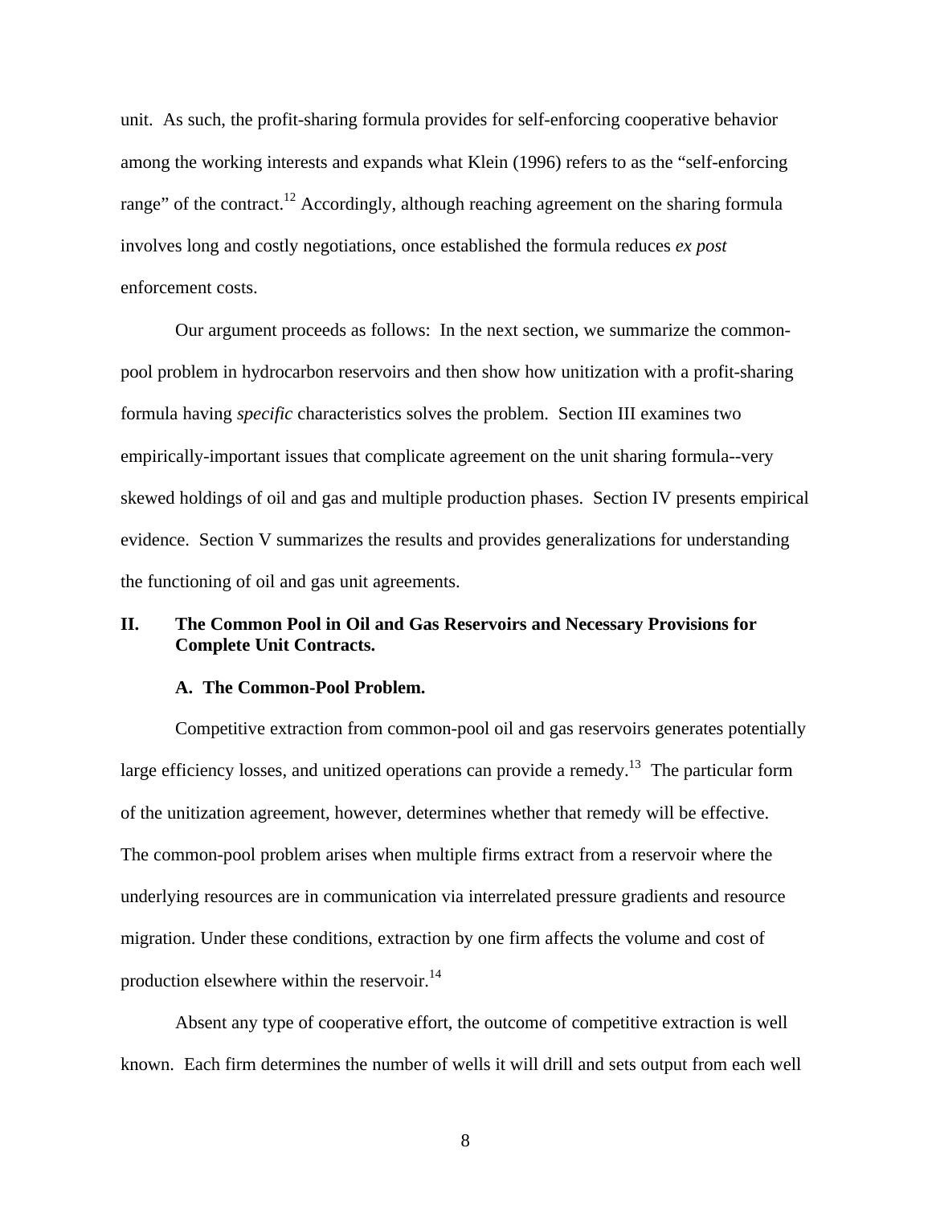unit. As such, the profit-sharing formula provides for self-enforcing cooperative behavior among the working interests and expands what Klein (1996) refers to as the "self-enforcing range" of the contract.[12] Accordingly, although reaching agreement on the sharing formula involves long and costly negotiations, once established the formula reduces *ex post* enforcement costs.

Our argument proceeds as follows: In the next section, we summarize the common-pool problem in hydrocarbon reservoirs and then show how unitization with a profit-sharing formula having *specific* characteristics solves the problem. Section III examines two empirically-important issues that complicate agreement on the unit sharing formula--very skewed holdings of oil and gas and multiple production phases. Section IV presents empirical evidence. Section V summarizes the results and provides generalizations for understanding the functioning of oil and gas unit agreements.

## II. The Common Pool in Oil and Gas Reservoirs and Necessary Provisions for Complete Unit Contracts.

### A. The Common-Pool Problem.

Competitive extraction from common-pool oil and gas reservoirs generates potentially large efficiency losses, and unitized operations can provide a remedy.[13] The particular form of the unitization agreement, however, determines whether that remedy will be effective. The common-pool problem arises when multiple firms extract from a reservoir where the underlying resources are in communication via interrelated pressure gradients and resource migration. Under these conditions, extraction by one firm affects the volume and cost of production elsewhere within the reservoir.[14]

Absent any type of cooperative effort, the outcome of competitive extraction is well known. Each firm determines the number of wells it will drill and sets output from each well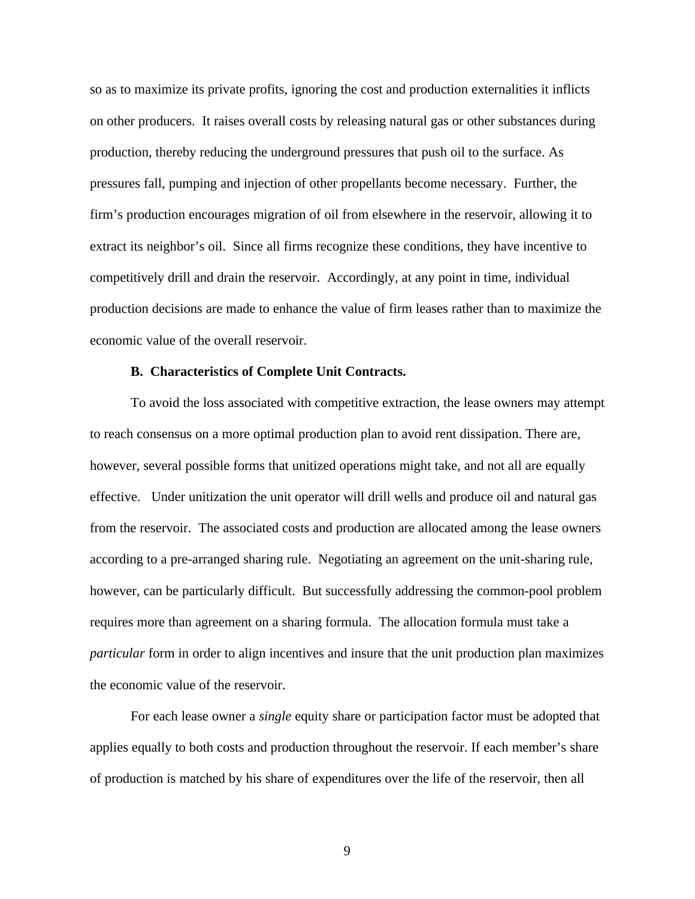so as to maximize its private profits, ignoring the cost and production externalities it inflicts on other producers. It raises overall costs by releasing natural gas or other substances during production, thereby reducing the underground pressures that push oil to the surface. As pressures fall, pumping and injection of other propellants become necessary. Further, the firm's production encourages migration of oil from elsewhere in the reservoir, allowing it to extract its neighbor's oil. Since all firms recognize these conditions, they have incentive to competitively drill and drain the reservoir. Accordingly, at any point in time, individual production decisions are made to enhance the value of firm leases rather than to maximize the economic value of the overall reservoir.

### B. Characteristics of Complete Unit Contracts.

To avoid the loss associated with competitive extraction, the lease owners may attempt to reach consensus on a more optimal production plan to avoid rent dissipation. There are, however, several possible forms that unitized operations might take, and not all are equally effective. Under unitization the unit operator will drill wells and produce oil and natural gas from the reservoir. The associated costs and production are allocated among the lease owners according to a pre-arranged sharing rule. Negotiating an agreement on the unit-sharing rule, however, can be particularly difficult. But successfully addressing the common-pool problem requires more than agreement on a sharing formula. The allocation formula must take a *particular* form in order to align incentives and insure that the unit production plan maximizes the economic value of the reservoir.

For each lease owner a *single* equity share or participation factor must be adopted that applies equally to both costs and production throughout the reservoir. If each member's share of production is matched by his share of expenditures over the life of the reservoir, then all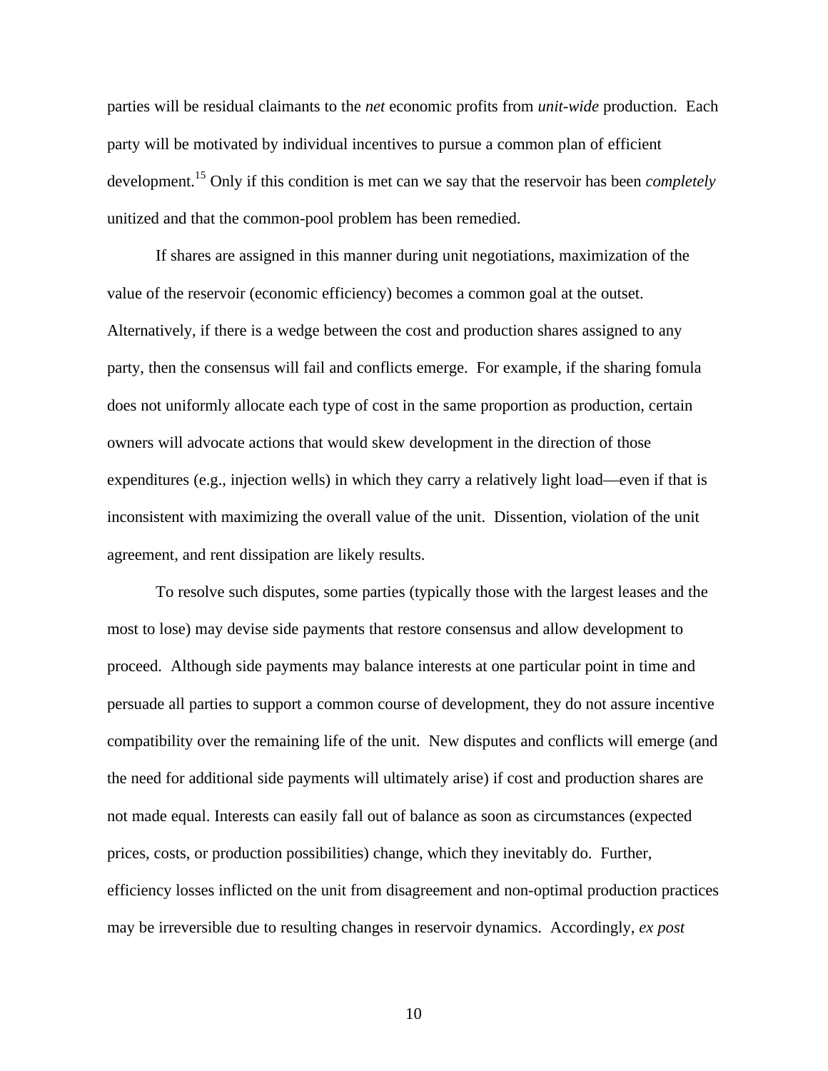parties will be residual claimants to the *net* economic profits from *unit-wide* production. Each party will be motivated by individual incentives to pursue a common plan of efficient development.[15] Only if this condition is met can we say that the reservoir has been *completely* unitized and that the common-pool problem has been remedied.

If shares are assigned in this manner during unit negotiations, maximization of the value of the reservoir (economic efficiency) becomes a common goal at the outset. Alternatively, if there is a wedge between the cost and production shares assigned to any party, then the consensus will fail and conflicts emerge. For example, if the sharing fomula does not uniformly allocate each type of cost in the same proportion as production, certain owners will advocate actions that would skew development in the direction of those expenditures (e.g., injection wells) in which they carry a relatively light load—even if that is inconsistent with maximizing the overall value of the unit. Dissention, violation of the unit agreement, and rent dissipation are likely results.

To resolve such disputes, some parties (typically those with the largest leases and the most to lose) may devise side payments that restore consensus and allow development to proceed. Although side payments may balance interests at one particular point in time and persuade all parties to support a common course of development, they do not assure incentive compatibility over the remaining life of the unit. New disputes and conflicts will emerge (and the need for additional side payments will ultimately arise) if cost and production shares are not made equal. Interests can easily fall out of balance as soon as circumstances (expected prices, costs, or production possibilities) change, which they inevitably do. Further, efficiency losses inflicted on the unit from disagreement and non-optimal production practices may be irreversible due to resulting changes in reservoir dynamics. Accordingly, *ex post*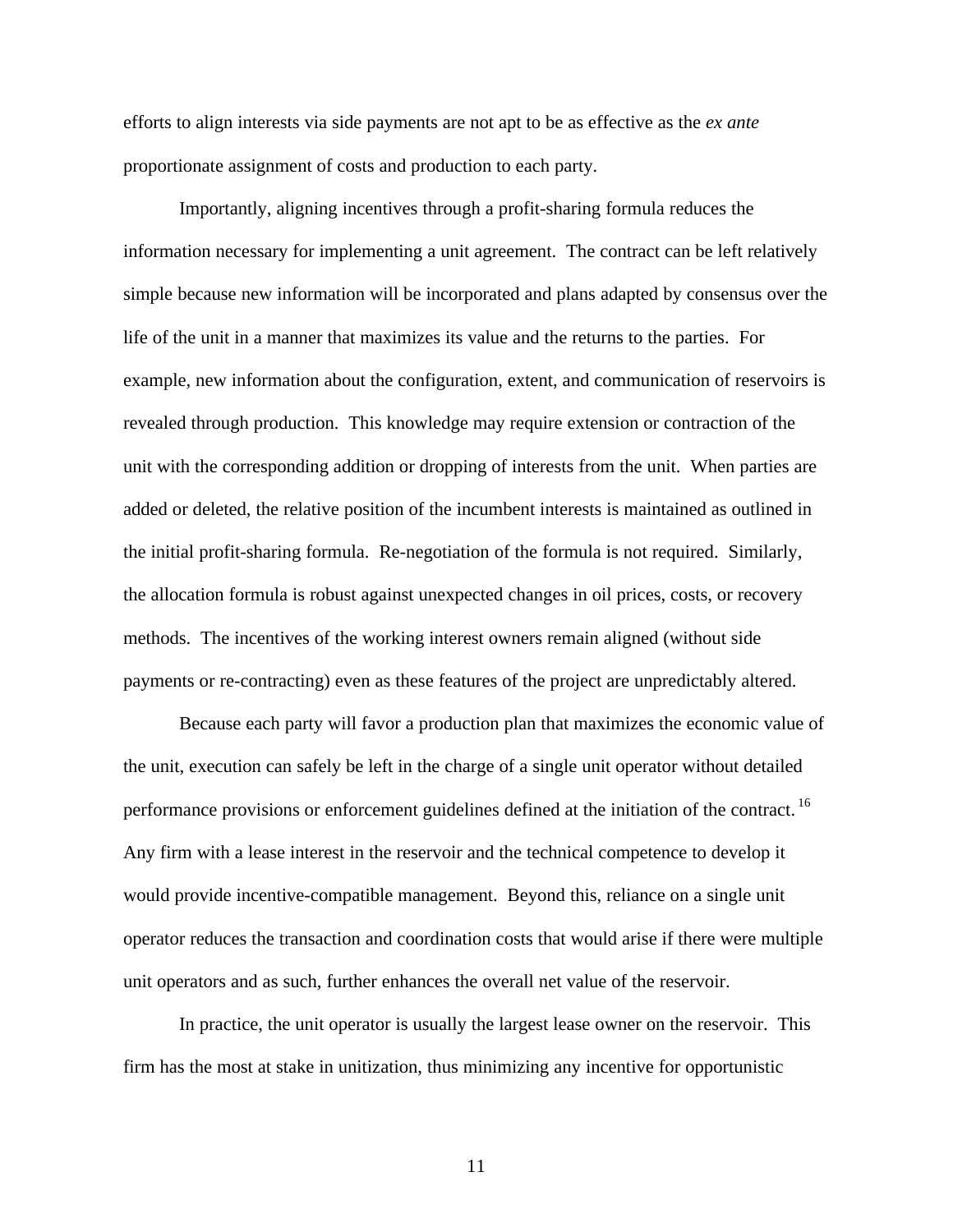efforts to align interests via side payments are not apt to be as effective as the *ex ante* proportionate assignment of costs and production to each party.

Importantly, aligning incentives through a profit-sharing formula reduces the information necessary for implementing a unit agreement. The contract can be left relatively simple because new information will be incorporated and plans adapted by consensus over the life of the unit in a manner that maximizes its value and the returns to the parties. For example, new information about the configuration, extent, and communication of reservoirs is revealed through production. This knowledge may require extension or contraction of the unit with the corresponding addition or dropping of interests from the unit. When parties are added or deleted, the relative position of the incumbent interests is maintained as outlined in the initial profit-sharing formula. Re-negotiation of the formula is not required. Similarly, the allocation formula is robust against unexpected changes in oil prices, costs, or recovery methods. The incentives of the working interest owners remain aligned (without side payments or re-contracting) even as these features of the project are unpredictably altered.

Because each party will favor a production plan that maximizes the economic value of the unit, execution can safely be left in the charge of a single unit operator without detailed performance provisions or enforcement guidelines defined at the initiation of the contract.[16] Any firm with a lease interest in the reservoir and the technical competence to develop it would provide incentive-compatible management. Beyond this, reliance on a single unit operator reduces the transaction and coordination costs that would arise if there were multiple unit operators and as such, further enhances the overall net value of the reservoir.

In practice, the unit operator is usually the largest lease owner on the reservoir. This firm has the most at stake in unitization, thus minimizing any incentive for opportunistic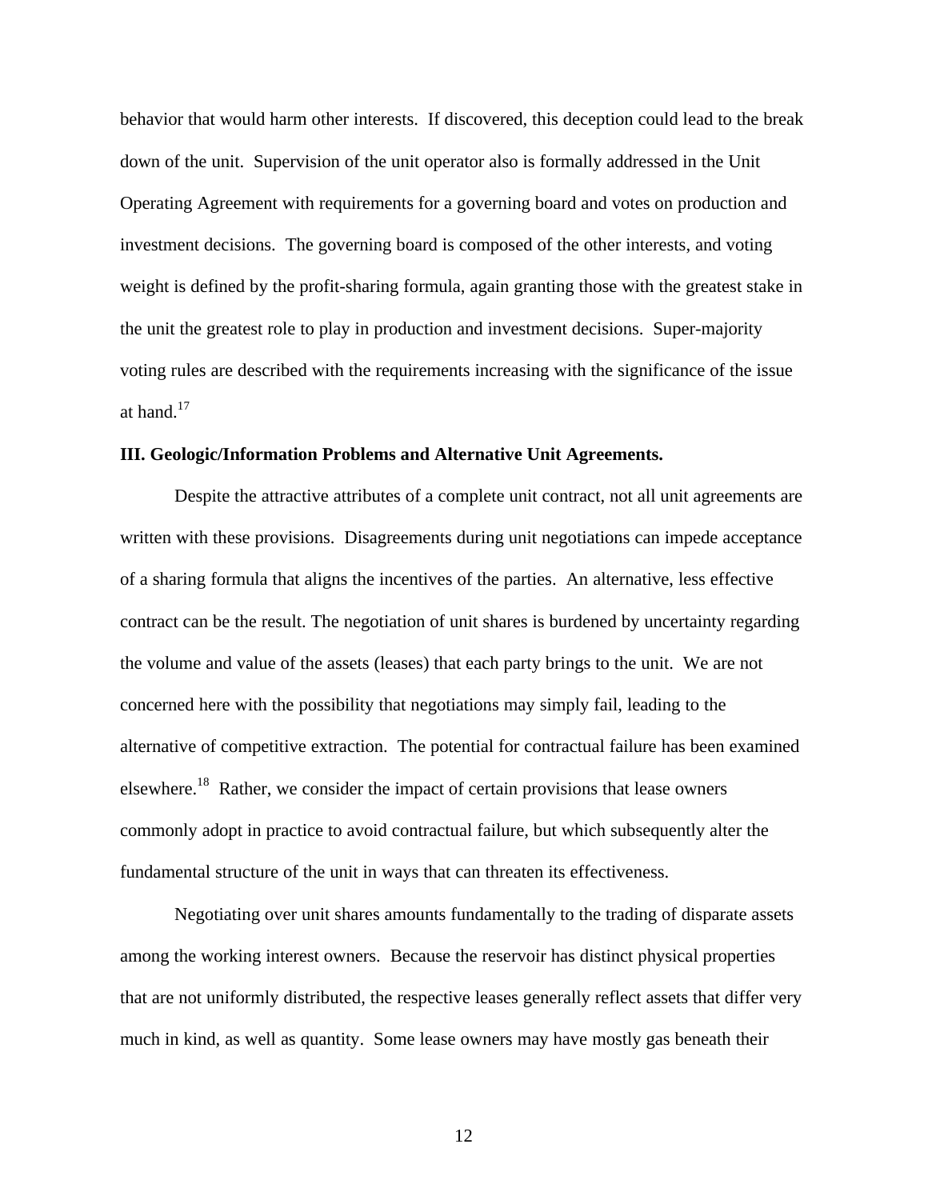behavior that would harm other interests. If discovered, this deception could lead to the break down of the unit. Supervision of the unit operator also is formally addressed in the Unit Operating Agreement with requirements for a governing board and votes on production and investment decisions. The governing board is composed of the other interests, and voting weight is defined by the profit-sharing formula, again granting those with the greatest stake in the unit the greatest role to play in production and investment decisions. Super-majority voting rules are described with the requirements increasing with the significance of the issue at hand.[17]

**III. Geologic/Information Problems and Alternative Unit Agreements.**

Despite the attractive attributes of a complete unit contract, not all unit agreements are written with these provisions. Disagreements during unit negotiations can impede acceptance of a sharing formula that aligns the incentives of the parties. An alternative, less effective contract can be the result. The negotiation of unit shares is burdened by uncertainty regarding the volume and value of the assets (leases) that each party brings to the unit. We are not concerned here with the possibility that negotiations may simply fail, leading to the alternative of competitive extraction. The potential for contractual failure has been examined elsewhere.[18] Rather, we consider the impact of certain provisions that lease owners commonly adopt in practice to avoid contractual failure, but which subsequently alter the fundamental structure of the unit in ways that can threaten its effectiveness.

Negotiating over unit shares amounts fundamentally to the trading of disparate assets among the working interest owners. Because the reservoir has distinct physical properties that are not uniformly distributed, the respective leases generally reflect assets that differ very much in kind, as well as quantity. Some lease owners may have mostly gas beneath their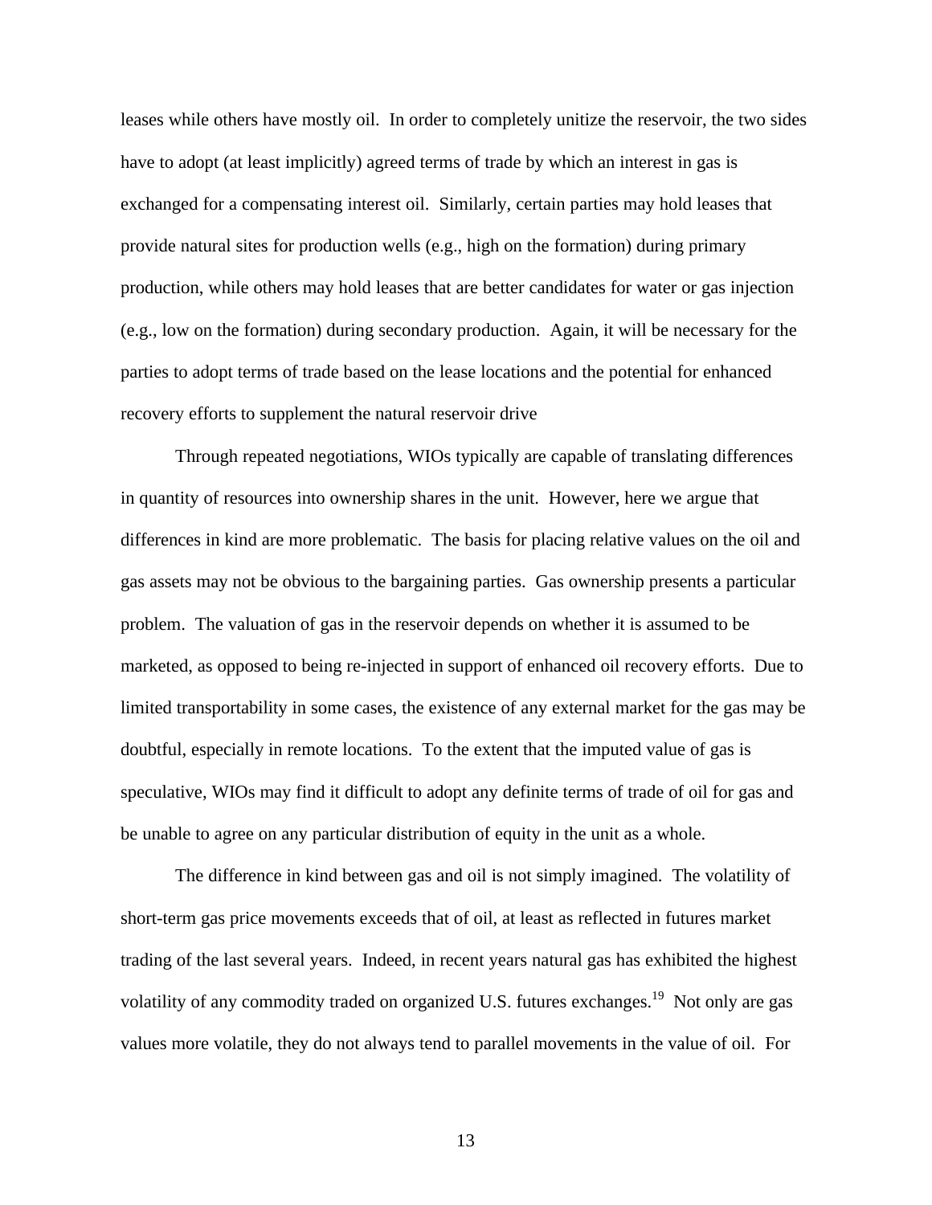leases while others have mostly oil. In order to completely unitize the reservoir, the two sides have to adopt (at least implicitly) agreed terms of trade by which an interest in gas is exchanged for a compensating interest oil. Similarly, certain parties may hold leases that provide natural sites for production wells (e.g., high on the formation) during primary production, while others may hold leases that are better candidates for water or gas injection (e.g., low on the formation) during secondary production. Again, it will be necessary for the parties to adopt terms of trade based on the lease locations and the potential for enhanced recovery efforts to supplement the natural reservoir drive

Through repeated negotiations, WIOs typically are capable of translating differences in quantity of resources into ownership shares in the unit. However, here we argue that differences in kind are more problematic. The basis for placing relative values on the oil and gas assets may not be obvious to the bargaining parties. Gas ownership presents a particular problem. The valuation of gas in the reservoir depends on whether it is assumed to be marketed, as opposed to being re-injected in support of enhanced oil recovery efforts. Due to limited transportability in some cases, the existence of any external market for the gas may be doubtful, especially in remote locations. To the extent that the imputed value of gas is speculative, WIOs may find it difficult to adopt any definite terms of trade of oil for gas and be unable to agree on any particular distribution of equity in the unit as a whole.

The difference in kind between gas and oil is not simply imagined. The volatility of short-term gas price movements exceeds that of oil, at least as reflected in futures market trading of the last several years. Indeed, in recent years natural gas has exhibited the highest volatility of any commodity traded on organized U.S. futures exchanges.[19] Not only are gas values more volatile, they do not always tend to parallel movements in the value of oil. For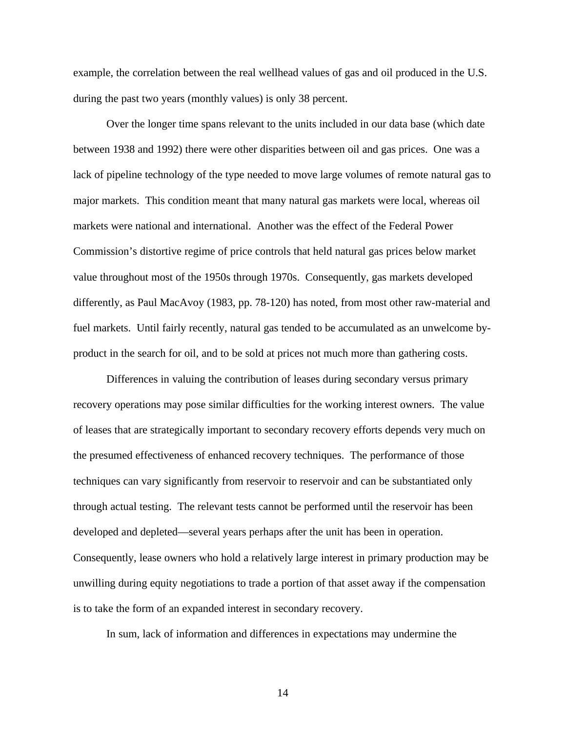example, the correlation between the real wellhead values of gas and oil produced in the U.S. during the past two years (monthly values) is only 38 percent.

Over the longer time spans relevant to the units included in our data base (which date between 1938 and 1992) there were other disparities between oil and gas prices. One was a lack of pipeline technology of the type needed to move large volumes of remote natural gas to major markets. This condition meant that many natural gas markets were local, whereas oil markets were national and international. Another was the effect of the Federal Power Commission's distortive regime of price controls that held natural gas prices below market value throughout most of the 1950s through 1970s. Consequently, gas markets developed differently, as Paul MacAvoy (1983, pp. 78-120) has noted, from most other raw-material and fuel markets. Until fairly recently, natural gas tended to be accumulated as an unwelcome by-product in the search for oil, and to be sold at prices not much more than gathering costs.

Differences in valuing the contribution of leases during secondary versus primary recovery operations may pose similar difficulties for the working interest owners. The value of leases that are strategically important to secondary recovery efforts depends very much on the presumed effectiveness of enhanced recovery techniques. The performance of those techniques can vary significantly from reservoir to reservoir and can be substantiated only through actual testing. The relevant tests cannot be performed until the reservoir has been developed and depleted—several years perhaps after the unit has been in operation. Consequently, lease owners who hold a relatively large interest in primary production may be unwilling during equity negotiations to trade a portion of that asset away if the compensation is to take the form of an expanded interest in secondary recovery.

In sum, lack of information and differences in expectations may undermine the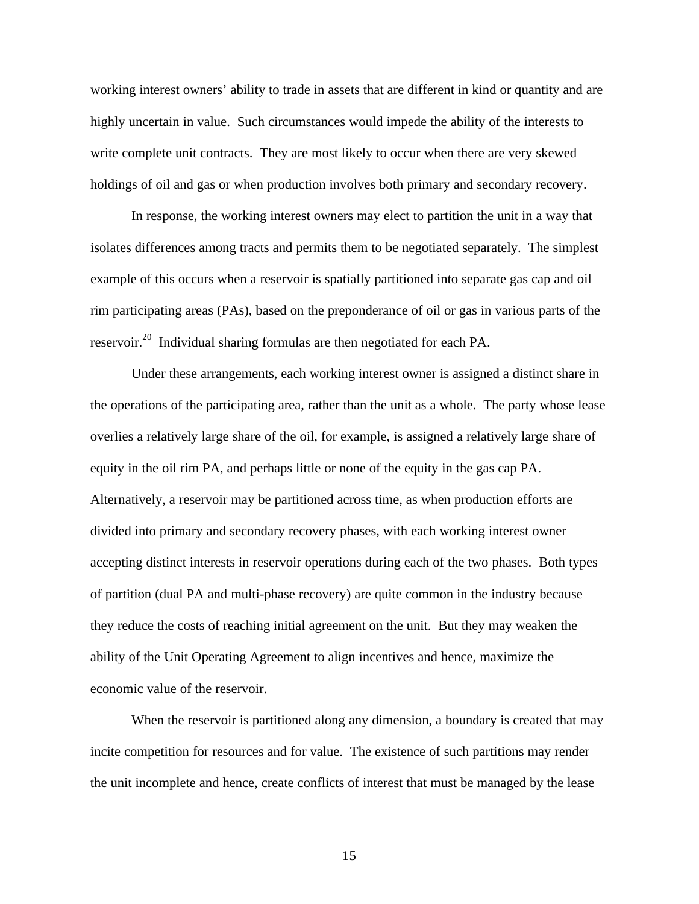working interest owners' ability to trade in assets that are different in kind or quantity and are highly uncertain in value. Such circumstances would impede the ability of the interests to write complete unit contracts. They are most likely to occur when there are very skewed holdings of oil and gas or when production involves both primary and secondary recovery.

In response, the working interest owners may elect to partition the unit in a way that isolates differences among tracts and permits them to be negotiated separately. The simplest example of this occurs when a reservoir is spatially partitioned into separate gas cap and oil rim participating areas (PAs), based on the preponderance of oil or gas in various parts of the reservoir.[20] Individual sharing formulas are then negotiated for each PA.

Under these arrangements, each working interest owner is assigned a distinct share in the operations of the participating area, rather than the unit as a whole. The party whose lease overlies a relatively large share of the oil, for example, is assigned a relatively large share of equity in the oil rim PA, and perhaps little or none of the equity in the gas cap PA. Alternatively, a reservoir may be partitioned across time, as when production efforts are divided into primary and secondary recovery phases, with each working interest owner accepting distinct interests in reservoir operations during each of the two phases. Both types of partition (dual PA and multi-phase recovery) are quite common in the industry because they reduce the costs of reaching initial agreement on the unit. But they may weaken the ability of the Unit Operating Agreement to align incentives and hence, maximize the economic value of the reservoir.

When the reservoir is partitioned along any dimension, a boundary is created that may incite competition for resources and for value. The existence of such partitions may render the unit incomplete and hence, create conflicts of interest that must be managed by the lease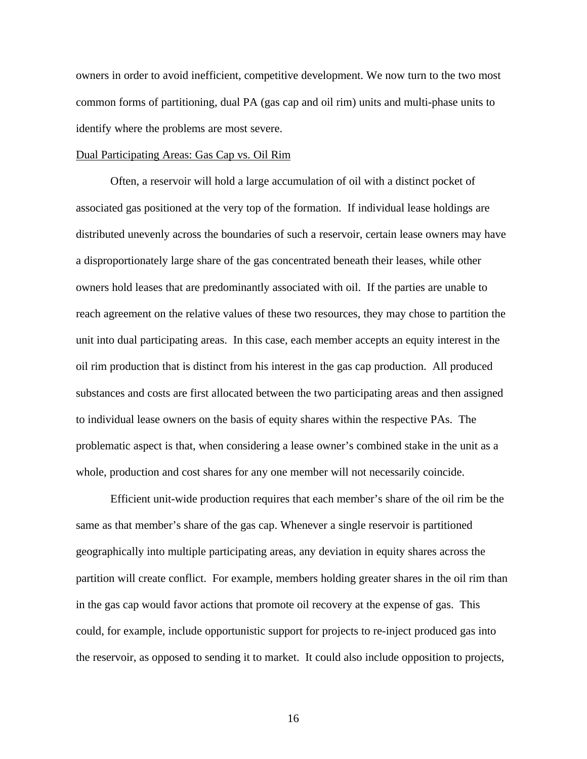owners in order to avoid inefficient, competitive development. We now turn to the two most common forms of partitioning, dual PA (gas cap and oil rim) units and multi-phase units to identify where the problems are most severe.

<u>Dual Participating Areas: Gas Cap vs. Oil Rim</u>

Often, a reservoir will hold a large accumulation of oil with a distinct pocket of associated gas positioned at the very top of the formation. If individual lease holdings are distributed unevenly across the boundaries of such a reservoir, certain lease owners may have a disproportionately large share of the gas concentrated beneath their leases, while other owners hold leases that are predominantly associated with oil. If the parties are unable to reach agreement on the relative values of these two resources, they may chose to partition the unit into dual participating areas. In this case, each member accepts an equity interest in the oil rim production that is distinct from his interest in the gas cap production. All produced substances and costs are first allocated between the two participating areas and then assigned to individual lease owners on the basis of equity shares within the respective PAs. The problematic aspect is that, when considering a lease owner's combined stake in the unit as a whole, production and cost shares for any one member will not necessarily coincide.

Efficient unit-wide production requires that each member's share of the oil rim be the same as that member's share of the gas cap. Whenever a single reservoir is partitioned geographically into multiple participating areas, any deviation in equity shares across the partition will create conflict. For example, members holding greater shares in the oil rim than in the gas cap would favor actions that promote oil recovery at the expense of gas. This could, for example, include opportunistic support for projects to re-inject produced gas into the reservoir, as opposed to sending it to market. It could also include opposition to projects,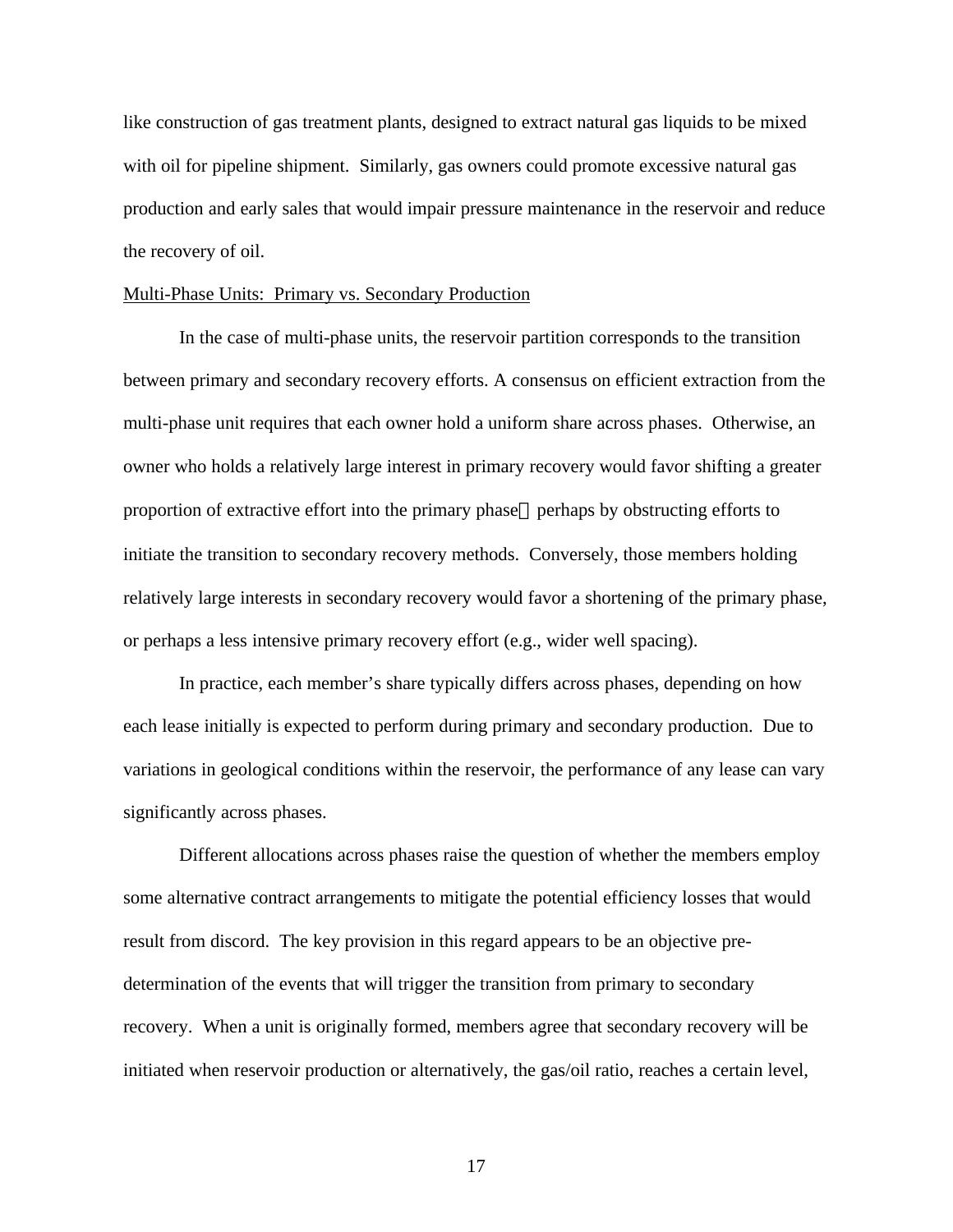like construction of gas treatment plants, designed to extract natural gas liquids to be mixed with oil for pipeline shipment. Similarly, gas owners could promote excessive natural gas production and early sales that would impair pressure maintenance in the reservoir and reduce the recovery of oil.

<u>Multi-Phase Units: Primary vs. Secondary Production</u>

In the case of multi-phase units, the reservoir partition corresponds to the transition between primary and secondary recovery efforts. A consensus on efficient extraction from the multi-phase unit requires that each owner hold a uniform share across phases. Otherwise, an owner who holds a relatively large interest in primary recovery would favor shifting a greater proportion of extractive effort into the primary phase—perhaps by obstructing efforts to initiate the transition to secondary recovery methods. Conversely, those members holding relatively large interests in secondary recovery would favor a shortening of the primary phase, or perhaps a less intensive primary recovery effort (e.g., wider well spacing).

In practice, each member's share typically differs across phases, depending on how each lease initially is expected to perform during primary and secondary production. Due to variations in geological conditions within the reservoir, the performance of any lease can vary significantly across phases.

Different allocations across phases raise the question of whether the members employ some alternative contract arrangements to mitigate the potential efficiency losses that would result from discord. The key provision in this regard appears to be an objective pre-determination of the events that will trigger the transition from primary to secondary recovery. When a unit is originally formed, members agree that secondary recovery will be initiated when reservoir production or alternatively, the gas/oil ratio, reaches a certain level,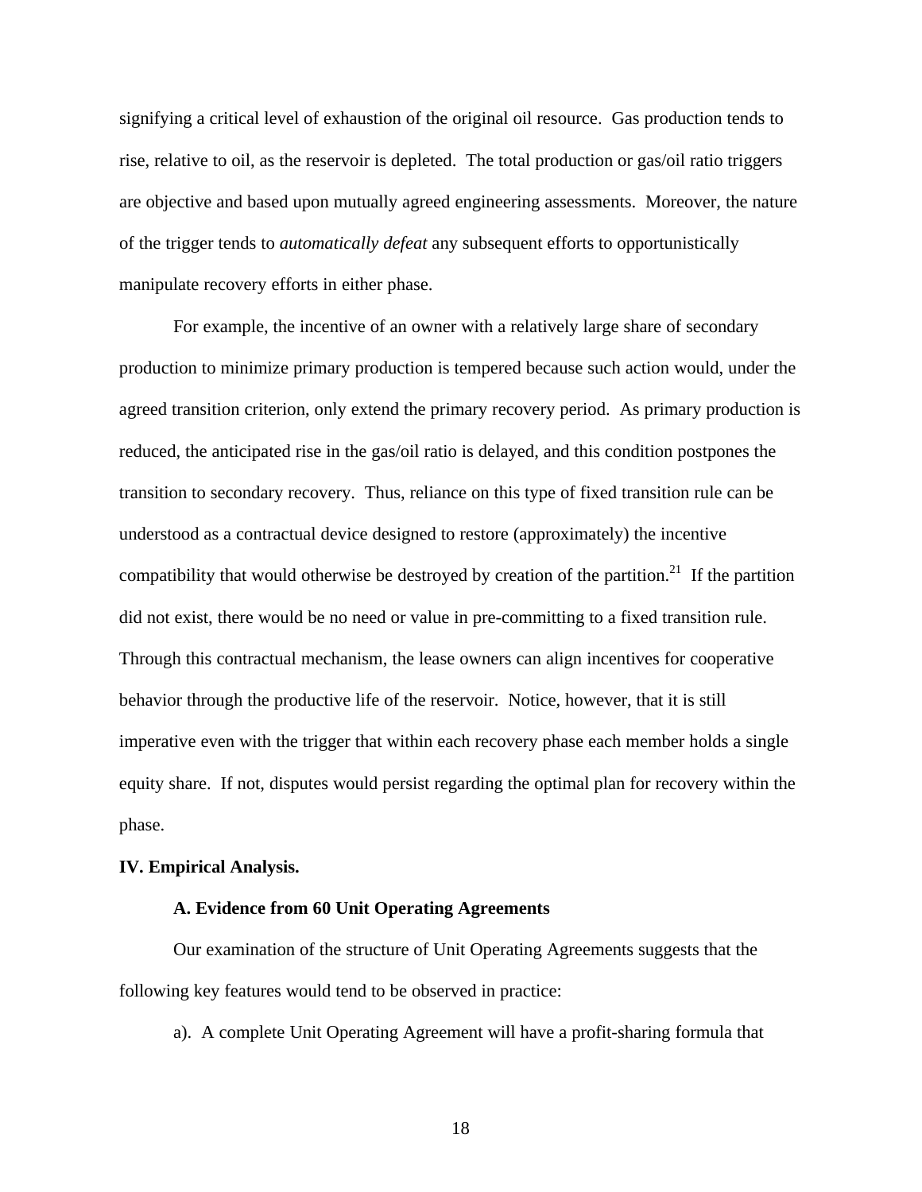signifying a critical level of exhaustion of the original oil resource. Gas production tends to rise, relative to oil, as the reservoir is depleted. The total production or gas/oil ratio triggers are objective and based upon mutually agreed engineering assessments. Moreover, the nature of the trigger tends to *automatically defeat* any subsequent efforts to opportunistically manipulate recovery efforts in either phase.

For example, the incentive of an owner with a relatively large share of secondary production to minimize primary production is tempered because such action would, under the agreed transition criterion, only extend the primary recovery period. As primary production is reduced, the anticipated rise in the gas/oil ratio is delayed, and this condition postpones the transition to secondary recovery. Thus, reliance on this type of fixed transition rule can be understood as a contractual device designed to restore (approximately) the incentive compatibility that would otherwise be destroyed by creation of the partition.[21] If the partition did not exist, there would be no need or value in pre-committing to a fixed transition rule. Through this contractual mechanism, the lease owners can align incentives for cooperative behavior through the productive life of the reservoir. Notice, however, that it is still imperative even with the trigger that within each recovery phase each member holds a single equity share. If not, disputes would persist regarding the optimal plan for recovery within the phase.

## IV. Empirical Analysis.

### A. Evidence from 60 Unit Operating Agreements

Our examination of the structure of Unit Operating Agreements suggests that the following key features would tend to be observed in practice:

a). A complete Unit Operating Agreement will have a profit-sharing formula that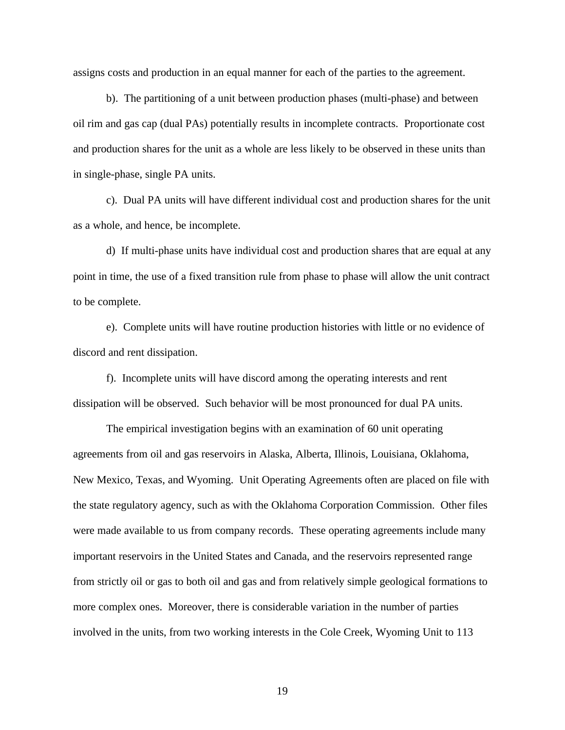assigns costs and production in an equal manner for each of the parties to the agreement.

b). The partitioning of a unit between production phases (multi-phase) and between oil rim and gas cap (dual PAs) potentially results in incomplete contracts. Proportionate cost and production shares for the unit as a whole are less likely to be observed in these units than in single-phase, single PA units.

c). Dual PA units will have different individual cost and production shares for the unit as a whole, and hence, be incomplete.

d) If multi-phase units have individual cost and production shares that are equal at any point in time, the use of a fixed transition rule from phase to phase will allow the unit contract to be complete.

e). Complete units will have routine production histories with little or no evidence of discord and rent dissipation.

f). Incomplete units will have discord among the operating interests and rent dissipation will be observed. Such behavior will be most pronounced for dual PA units.

The empirical investigation begins with an examination of 60 unit operating agreements from oil and gas reservoirs in Alaska, Alberta, Illinois, Louisiana, Oklahoma, New Mexico, Texas, and Wyoming. Unit Operating Agreements often are placed on file with the state regulatory agency, such as with the Oklahoma Corporation Commission. Other files were made available to us from company records. These operating agreements include many important reservoirs in the United States and Canada, and the reservoirs represented range from strictly oil or gas to both oil and gas and from relatively simple geological formations to more complex ones. Moreover, there is considerable variation in the number of parties involved in the units, from two working interests in the Cole Creek, Wyoming Unit to 113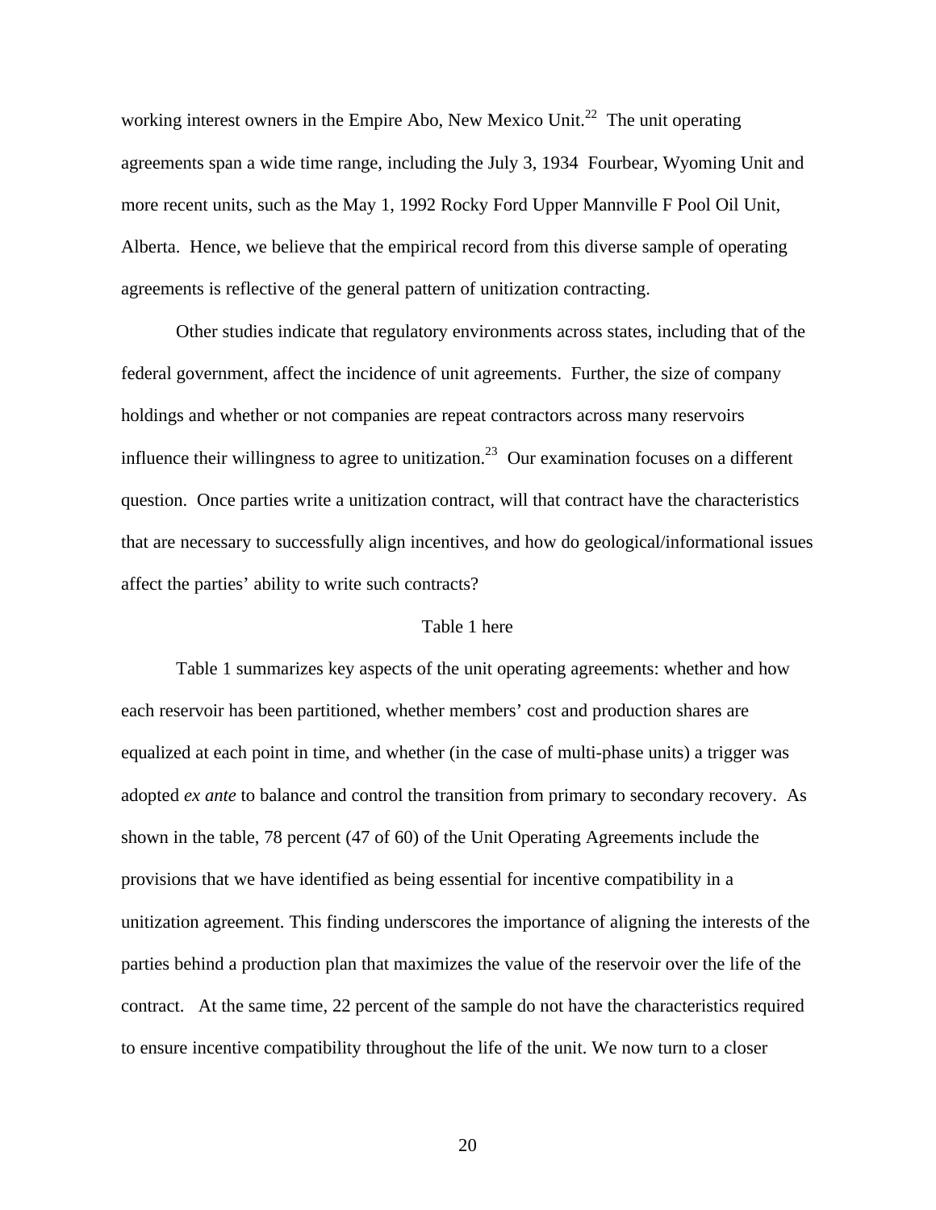working interest owners in the Empire Abo, New Mexico Unit.[22] The unit operating agreements span a wide time range, including the July 3, 1934 Fourbear, Wyoming Unit and more recent units, such as the May 1, 1992 Rocky Ford Upper Mannville F Pool Oil Unit, Alberta. Hence, we believe that the empirical record from this diverse sample of operating agreements is reflective of the general pattern of unitization contracting.

Other studies indicate that regulatory environments across states, including that of the federal government, affect the incidence of unit agreements. Further, the size of company holdings and whether or not companies are repeat contractors across many reservoirs influence their willingness to agree to unitization.[23] Our examination focuses on a different question. Once parties write a unitization contract, will that contract have the characteristics that are necessary to successfully align incentives, and how do geological/informational issues affect the parties' ability to write such contracts?

Table 1 here

Table 1 summarizes key aspects of the unit operating agreements: whether and how each reservoir has been partitioned, whether members' cost and production shares are equalized at each point in time, and whether (in the case of multi-phase units) a trigger was adopted *ex ante* to balance and control the transition from primary to secondary recovery. As shown in the table, 78 percent (47 of 60) of the Unit Operating Agreements include the provisions that we have identified as being essential for incentive compatibility in a unitization agreement. This finding underscores the importance of aligning the interests of the parties behind a production plan that maximizes the value of the reservoir over the life of the contract. At the same time, 22 percent of the sample do not have the characteristics required to ensure incentive compatibility throughout the life of the unit. We now turn to a closer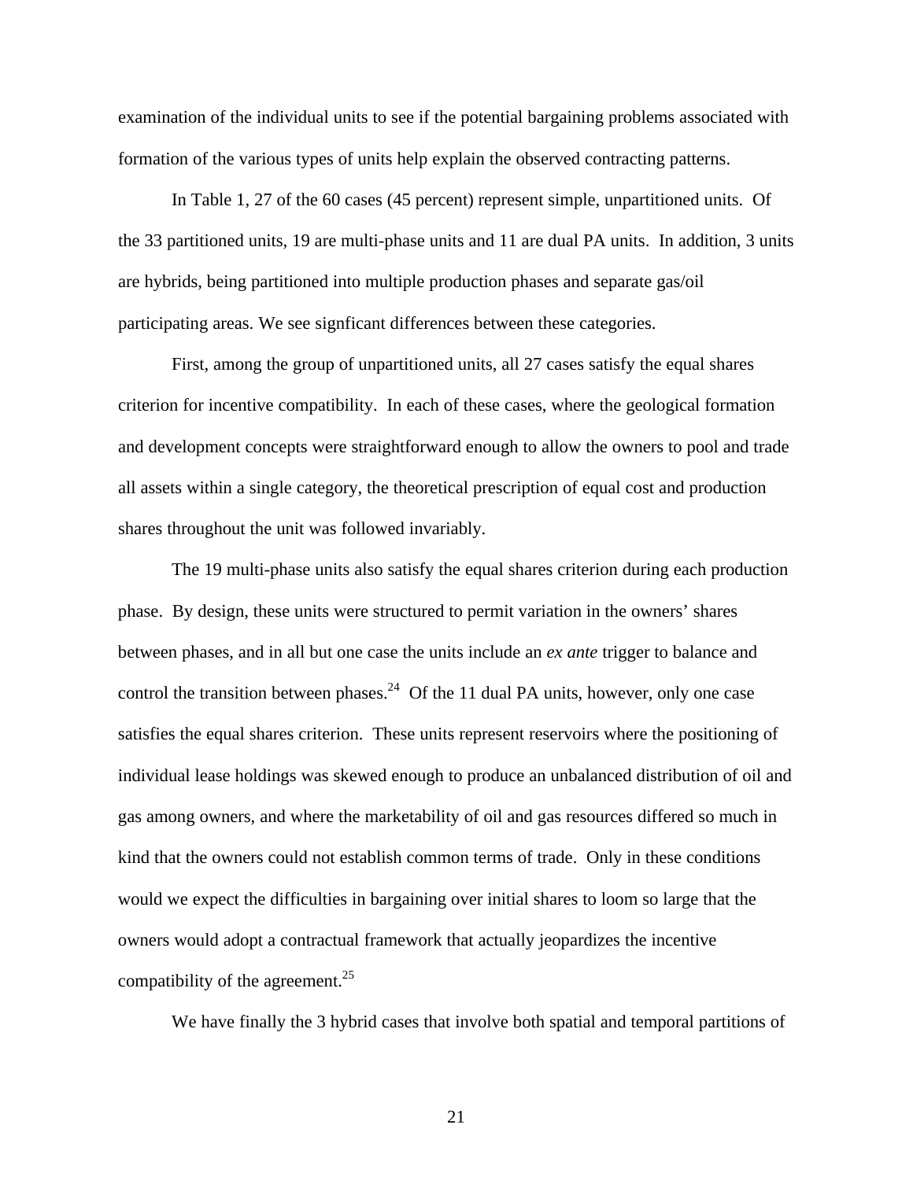examination of the individual units to see if the potential bargaining problems associated with formation of the various types of units help explain the observed contracting patterns.

In Table 1, 27 of the 60 cases (45 percent) represent simple, unpartitioned units. Of the 33 partitioned units, 19 are multi-phase units and 11 are dual PA units. In addition, 3 units are hybrids, being partitioned into multiple production phases and separate gas/oil participating areas. We see signficant differences between these categories.

First, among the group of unpartitioned units, all 27 cases satisfy the equal shares criterion for incentive compatibility. In each of these cases, where the geological formation and development concepts were straightforward enough to allow the owners to pool and trade all assets within a single category, the theoretical prescription of equal cost and production shares throughout the unit was followed invariably.

The 19 multi-phase units also satisfy the equal shares criterion during each production phase. By design, these units were structured to permit variation in the owners' shares between phases, and in all but one case the units include an *ex ante* trigger to balance and control the transition between phases.[24] Of the 11 dual PA units, however, only one case satisfies the equal shares criterion. These units represent reservoirs where the positioning of individual lease holdings was skewed enough to produce an unbalanced distribution of oil and gas among owners, and where the marketability of oil and gas resources differed so much in kind that the owners could not establish common terms of trade. Only in these conditions would we expect the difficulties in bargaining over initial shares to loom so large that the owners would adopt a contractual framework that actually jeopardizes the incentive compatibility of the agreement.[25]

We have finally the 3 hybrid cases that involve both spatial and temporal partitions of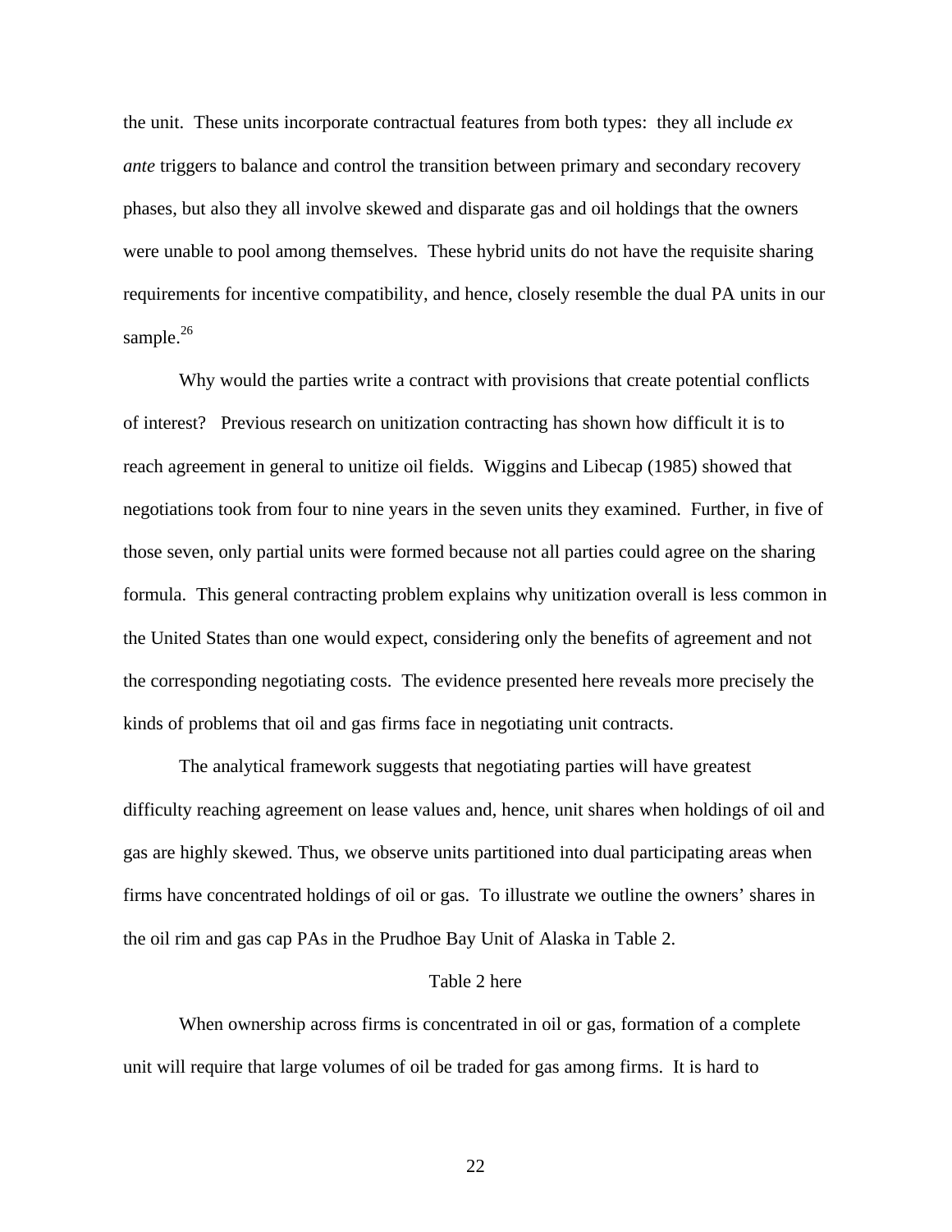the unit. These units incorporate contractual features from both types: they all include *ex ante* triggers to balance and control the transition between primary and secondary recovery phases, but also they all involve skewed and disparate gas and oil holdings that the owners were unable to pool among themselves. These hybrid units do not have the requisite sharing requirements for incentive compatibility, and hence, closely resemble the dual PA units in our sample.[26]

Why would the parties write a contract with provisions that create potential conflicts of interest? Previous research on unitization contracting has shown how difficult it is to reach agreement in general to unitize oil fields. Wiggins and Libecap (1985) showed that negotiations took from four to nine years in the seven units they examined. Further, in five of those seven, only partial units were formed because not all parties could agree on the sharing formula. This general contracting problem explains why unitization overall is less common in the United States than one would expect, considering only the benefits of agreement and not the corresponding negotiating costs. The evidence presented here reveals more precisely the kinds of problems that oil and gas firms face in negotiating unit contracts.

The analytical framework suggests that negotiating parties will have greatest difficulty reaching agreement on lease values and, hence, unit shares when holdings of oil and gas are highly skewed. Thus, we observe units partitioned into dual participating areas when firms have concentrated holdings of oil or gas. To illustrate we outline the owners' shares in the oil rim and gas cap PAs in the Prudhoe Bay Unit of Alaska in Table 2.

Table 2 here

When ownership across firms is concentrated in oil or gas, formation of a complete unit will require that large volumes of oil be traded for gas among firms. It is hard to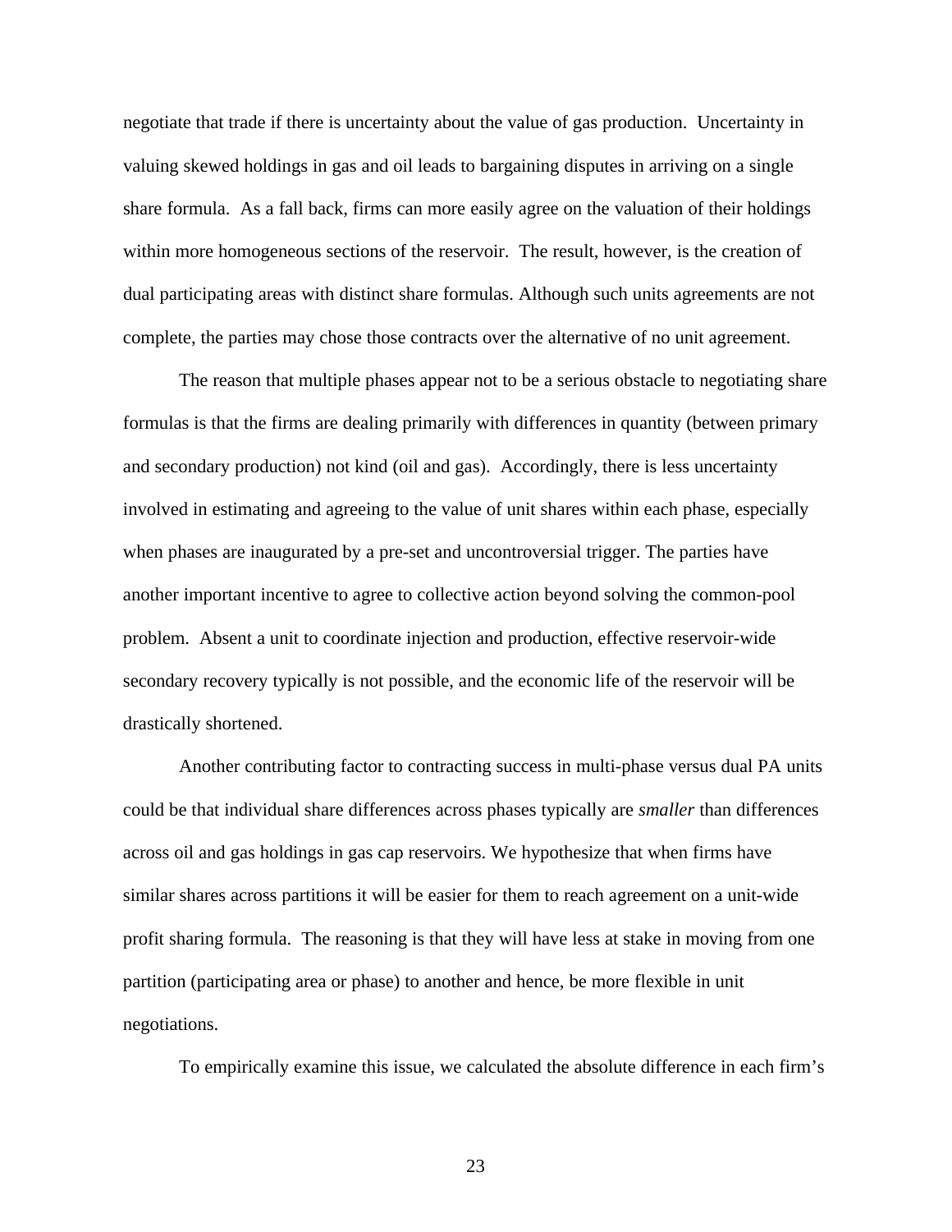negotiate that trade if there is uncertainty about the value of gas production. Uncertainty in valuing skewed holdings in gas and oil leads to bargaining disputes in arriving on a single share formula. As a fall back, firms can more easily agree on the valuation of their holdings within more homogeneous sections of the reservoir. The result, however, is the creation of dual participating areas with distinct share formulas. Although such units agreements are not complete, the parties may chose those contracts over the alternative of no unit agreement.

The reason that multiple phases appear not to be a serious obstacle to negotiating share formulas is that the firms are dealing primarily with differences in quantity (between primary and secondary production) not kind (oil and gas). Accordingly, there is less uncertainty involved in estimating and agreeing to the value of unit shares within each phase, especially when phases are inaugurated by a pre-set and uncontroversial trigger. The parties have another important incentive to agree to collective action beyond solving the common-pool problem. Absent a unit to coordinate injection and production, effective reservoir-wide secondary recovery typically is not possible, and the economic life of the reservoir will be drastically shortened.

Another contributing factor to contracting success in multi-phase versus dual PA units could be that individual share differences across phases typically are *smaller* than differences across oil and gas holdings in gas cap reservoirs. We hypothesize that when firms have similar shares across partitions it will be easier for them to reach agreement on a unit-wide profit sharing formula. The reasoning is that they will have less at stake in moving from one partition (participating area or phase) to another and hence, be more flexible in unit negotiations.

To empirically examine this issue, we calculated the absolute difference in each firm's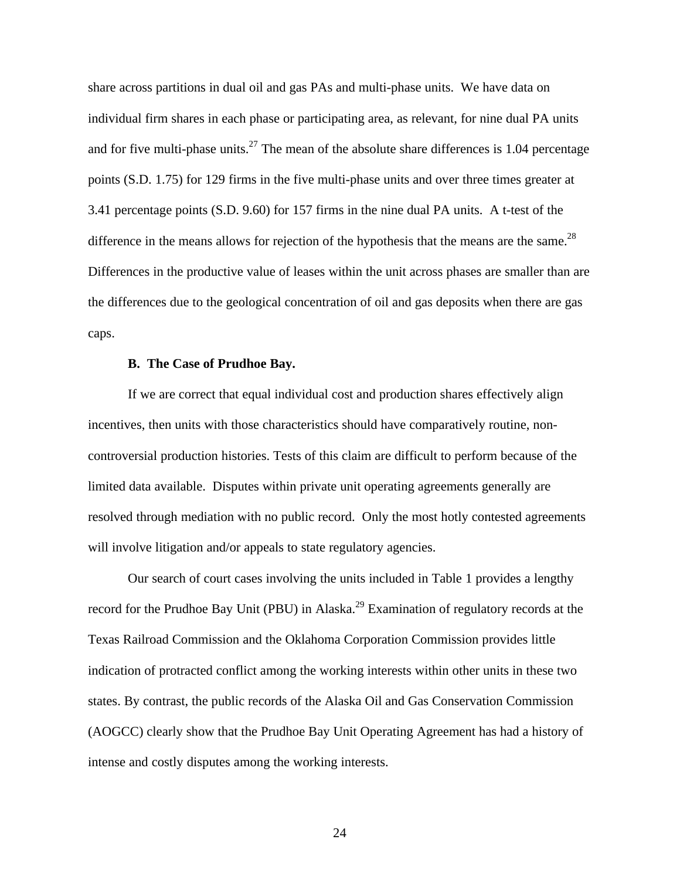share across partitions in dual oil and gas PAs and multi-phase units. We have data on individual firm shares in each phase or participating area, as relevant, for nine dual PA units and for five multi-phase units.[27] The mean of the absolute share differences is 1.04 percentage points (S.D. 1.75) for 129 firms in the five multi-phase units and over three times greater at 3.41 percentage points (S.D. 9.60) for 157 firms in the nine dual PA units. A t-test of the difference in the means allows for rejection of the hypothesis that the means are the same.[28] Differences in the productive value of leases within the unit across phases are smaller than are the differences due to the geological concentration of oil and gas deposits when there are gas caps.

**B. The Case of Prudhoe Bay.**

If we are correct that equal individual cost and production shares effectively align incentives, then units with those characteristics should have comparatively routine, non-controversial production histories. Tests of this claim are difficult to perform because of the limited data available. Disputes within private unit operating agreements generally are resolved through mediation with no public record. Only the most hotly contested agreements will involve litigation and/or appeals to state regulatory agencies.

Our search of court cases involving the units included in Table 1 provides a lengthy record for the Prudhoe Bay Unit (PBU) in Alaska.[29] Examination of regulatory records at the Texas Railroad Commission and the Oklahoma Corporation Commission provides little indication of protracted conflict among the working interests within other units in these two states. By contrast, the public records of the Alaska Oil and Gas Conservation Commission (AOGCC) clearly show that the Prudhoe Bay Unit Operating Agreement has had a history of intense and costly disputes among the working interests.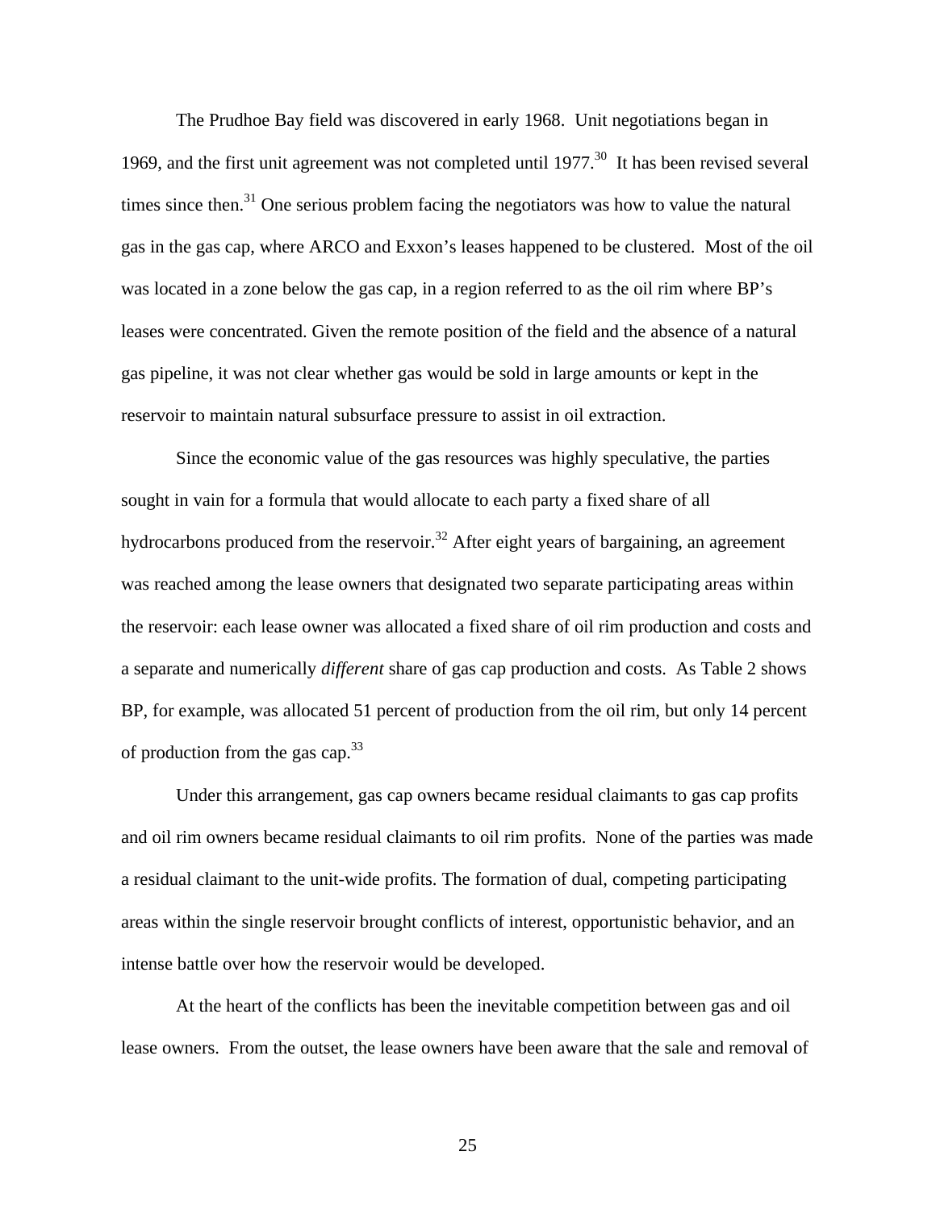The Prudhoe Bay field was discovered in early 1968. Unit negotiations began in 1969, and the first unit agreement was not completed until 1977.[30] It has been revised several times since then.[31] One serious problem facing the negotiators was how to value the natural gas in the gas cap, where ARCO and Exxon's leases happened to be clustered. Most of the oil was located in a zone below the gas cap, in a region referred to as the oil rim where BP's leases were concentrated. Given the remote position of the field and the absence of a natural gas pipeline, it was not clear whether gas would be sold in large amounts or kept in the reservoir to maintain natural subsurface pressure to assist in oil extraction.

Since the economic value of the gas resources was highly speculative, the parties sought in vain for a formula that would allocate to each party a fixed share of all hydrocarbons produced from the reservoir.[32] After eight years of bargaining, an agreement was reached among the lease owners that designated two separate participating areas within the reservoir: each lease owner was allocated a fixed share of oil rim production and costs and a separate and numerically *different* share of gas cap production and costs. As Table 2 shows BP, for example, was allocated 51 percent of production from the oil rim, but only 14 percent of production from the gas cap.[33]

Under this arrangement, gas cap owners became residual claimants to gas cap profits and oil rim owners became residual claimants to oil rim profits. None of the parties was made a residual claimant to the unit-wide profits. The formation of dual, competing participating areas within the single reservoir brought conflicts of interest, opportunistic behavior, and an intense battle over how the reservoir would be developed.

At the heart of the conflicts has been the inevitable competition between gas and oil lease owners. From the outset, the lease owners have been aware that the sale and removal of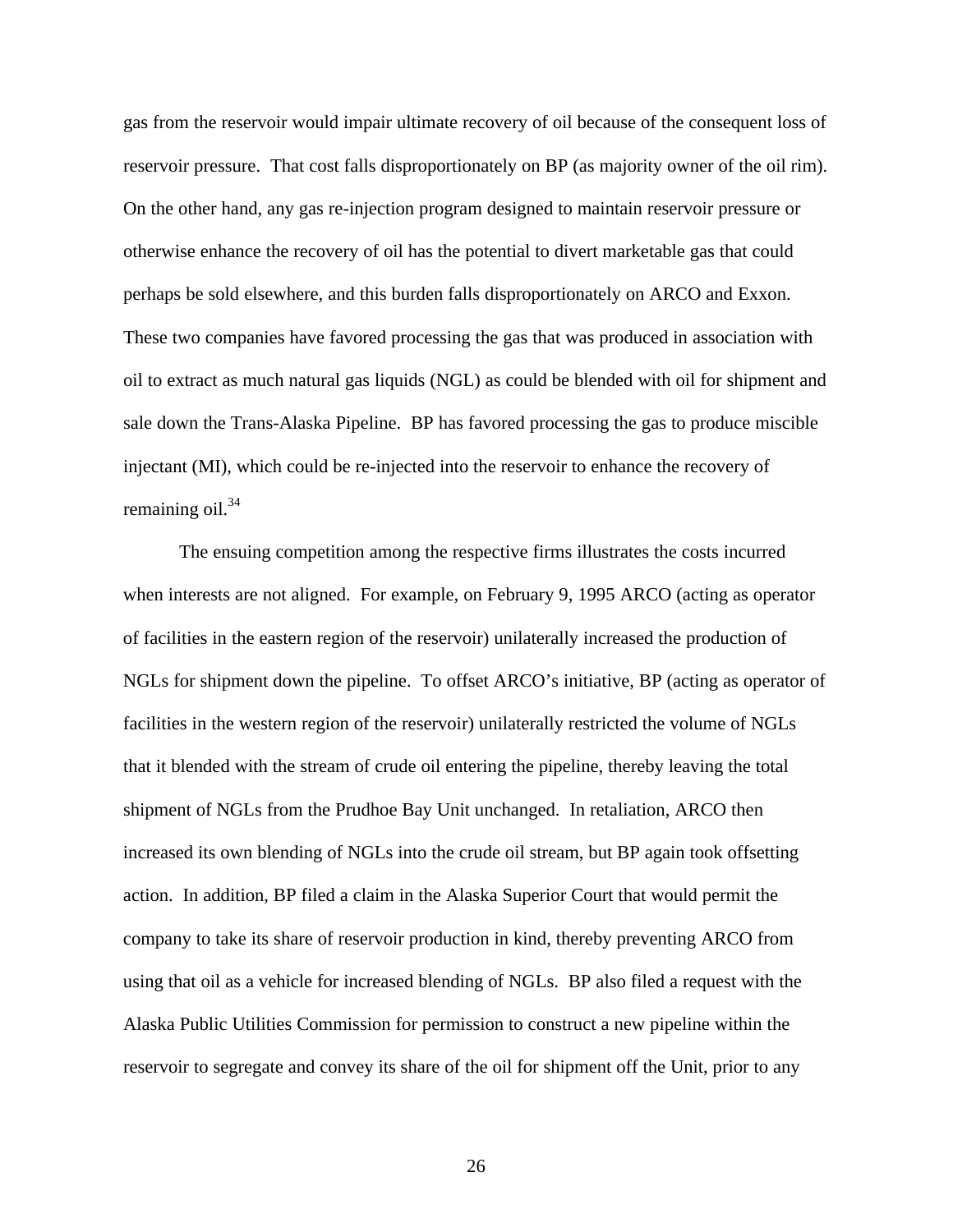gas from the reservoir would impair ultimate recovery of oil because of the consequent loss of reservoir pressure. That cost falls disproportionately on BP (as majority owner of the oil rim). On the other hand, any gas re-injection program designed to maintain reservoir pressure or otherwise enhance the recovery of oil has the potential to divert marketable gas that could perhaps be sold elsewhere, and this burden falls disproportionately on ARCO and Exxon. These two companies have favored processing the gas that was produced in association with oil to extract as much natural gas liquids (NGL) as could be blended with oil for shipment and sale down the Trans-Alaska Pipeline. BP has favored processing the gas to produce miscible injectant (MI), which could be re-injected into the reservoir to enhance the recovery of remaining oil.[34]

The ensuing competition among the respective firms illustrates the costs incurred when interests are not aligned. For example, on February 9, 1995 ARCO (acting as operator of facilities in the eastern region of the reservoir) unilaterally increased the production of NGLs for shipment down the pipeline. To offset ARCO's initiative, BP (acting as operator of facilities in the western region of the reservoir) unilaterally restricted the volume of NGLs that it blended with the stream of crude oil entering the pipeline, thereby leaving the total shipment of NGLs from the Prudhoe Bay Unit unchanged. In retaliation, ARCO then increased its own blending of NGLs into the crude oil stream, but BP again took offsetting action. In addition, BP filed a claim in the Alaska Superior Court that would permit the company to take its share of reservoir production in kind, thereby preventing ARCO from using that oil as a vehicle for increased blending of NGLs. BP also filed a request with the Alaska Public Utilities Commission for permission to construct a new pipeline within the reservoir to segregate and convey its share of the oil for shipment off the Unit, prior to any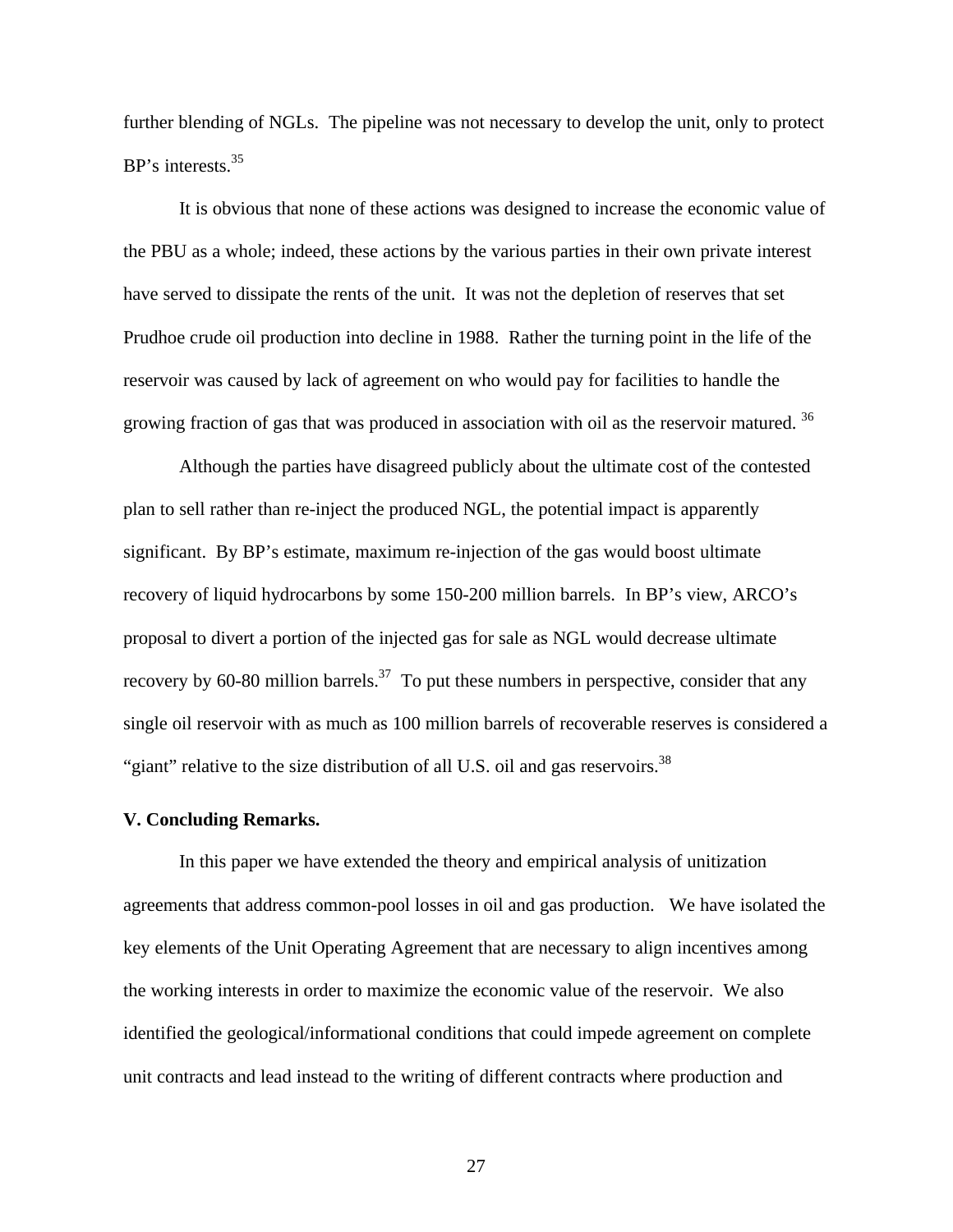further blending of NGLs. The pipeline was not necessary to develop the unit, only to protect BP's interests.[35]

It is obvious that none of these actions was designed to increase the economic value of the PBU as a whole; indeed, these actions by the various parties in their own private interest have served to dissipate the rents of the unit. It was not the depletion of reserves that set Prudhoe crude oil production into decline in 1988. Rather the turning point in the life of the reservoir was caused by lack of agreement on who would pay for facilities to handle the growing fraction of gas that was produced in association with oil as the reservoir matured. [36]

Although the parties have disagreed publicly about the ultimate cost of the contested plan to sell rather than re-inject the produced NGL, the potential impact is apparently significant. By BP's estimate, maximum re-injection of the gas would boost ultimate recovery of liquid hydrocarbons by some 150-200 million barrels. In BP's view, ARCO's proposal to divert a portion of the injected gas for sale as NGL would decrease ultimate recovery by 60-80 million barrels.[37] To put these numbers in perspective, consider that any single oil reservoir with as much as 100 million barrels of recoverable reserves is considered a "giant" relative to the size distribution of all U.S. oil and gas reservoirs.[38]

**V. Concluding Remarks.**

In this paper we have extended the theory and empirical analysis of unitization agreements that address common-pool losses in oil and gas production. We have isolated the key elements of the Unit Operating Agreement that are necessary to align incentives among the working interests in order to maximize the economic value of the reservoir. We also identified the geological/informational conditions that could impede agreement on complete unit contracts and lead instead to the writing of different contracts where production and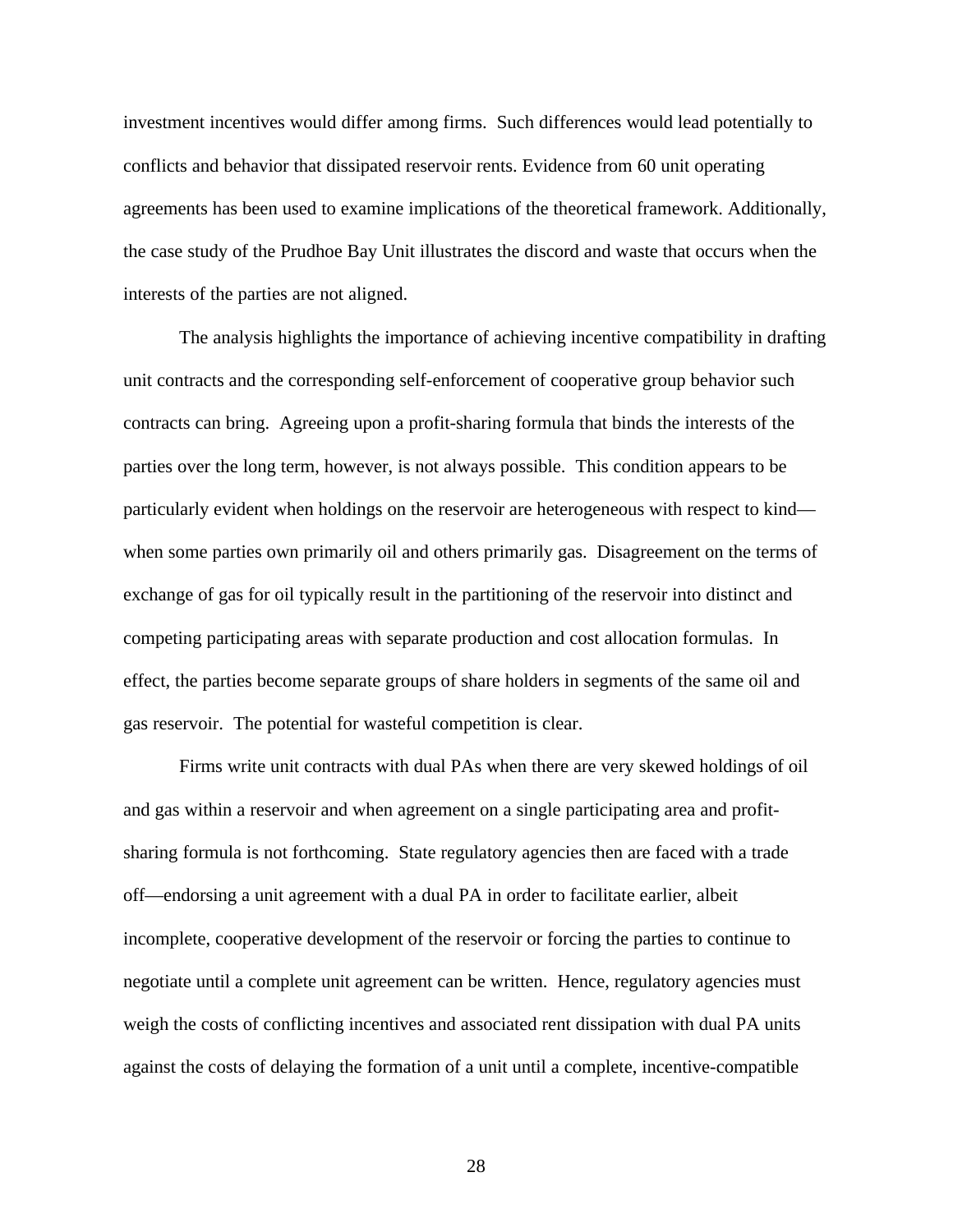investment incentives would differ among firms. Such differences would lead potentially to conflicts and behavior that dissipated reservoir rents. Evidence from 60 unit operating agreements has been used to examine implications of the theoretical framework. Additionally, the case study of the Prudhoe Bay Unit illustrates the discord and waste that occurs when the interests of the parties are not aligned.

The analysis highlights the importance of achieving incentive compatibility in drafting unit contracts and the corresponding self-enforcement of cooperative group behavior such contracts can bring. Agreeing upon a profit-sharing formula that binds the interests of the parties over the long term, however, is not always possible. This condition appears to be particularly evident when holdings on the reservoir are heterogeneous with respect to kind—when some parties own primarily oil and others primarily gas. Disagreement on the terms of exchange of gas for oil typically result in the partitioning of the reservoir into distinct and competing participating areas with separate production and cost allocation formulas. In effect, the parties become separate groups of share holders in segments of the same oil and gas reservoir. The potential for wasteful competition is clear.

Firms write unit contracts with dual PAs when there are very skewed holdings of oil and gas within a reservoir and when agreement on a single participating area and profit-sharing formula is not forthcoming. State regulatory agencies then are faced with a trade off—endorsing a unit agreement with a dual PA in order to facilitate earlier, albeit incomplete, cooperative development of the reservoir or forcing the parties to continue to negotiate until a complete unit agreement can be written. Hence, regulatory agencies must weigh the costs of conflicting incentives and associated rent dissipation with dual PA units against the costs of delaying the formation of a unit until a complete, incentive-compatible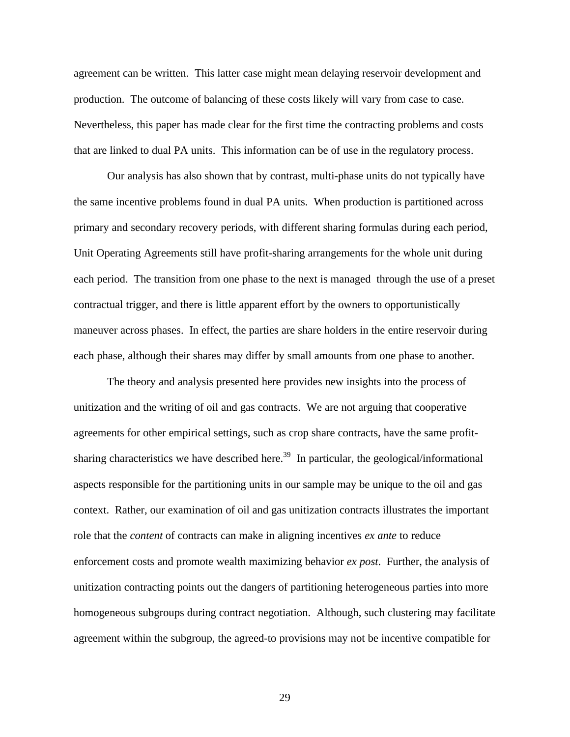agreement can be written. This latter case might mean delaying reservoir development and production. The outcome of balancing of these costs likely will vary from case to case. Nevertheless, this paper has made clear for the first time the contracting problems and costs that are linked to dual PA units. This information can be of use in the regulatory process.

Our analysis has also shown that by contrast, multi-phase units do not typically have the same incentive problems found in dual PA units. When production is partitioned across primary and secondary recovery periods, with different sharing formulas during each period, Unit Operating Agreements still have profit-sharing arrangements for the whole unit during each period. The transition from one phase to the next is managed through the use of a preset contractual trigger, and there is little apparent effort by the owners to opportunistically maneuver across phases. In effect, the parties are share holders in the entire reservoir during each phase, although their shares may differ by small amounts from one phase to another.

The theory and analysis presented here provides new insights into the process of unitization and the writing of oil and gas contracts. We are not arguing that cooperative agreements for other empirical settings, such as crop share contracts, have the same profit-sharing characteristics we have described here.[39] In particular, the geological/informational aspects responsible for the partitioning units in our sample may be unique to the oil and gas context. Rather, our examination of oil and gas unitization contracts illustrates the important role that the *content* of contracts can make in aligning incentives *ex ante* to reduce enforcement costs and promote wealth maximizing behavior *ex post*. Further, the analysis of unitization contracting points out the dangers of partitioning heterogeneous parties into more homogeneous subgroups during contract negotiation. Although, such clustering may facilitate agreement within the subgroup, the agreed-to provisions may not be incentive compatible for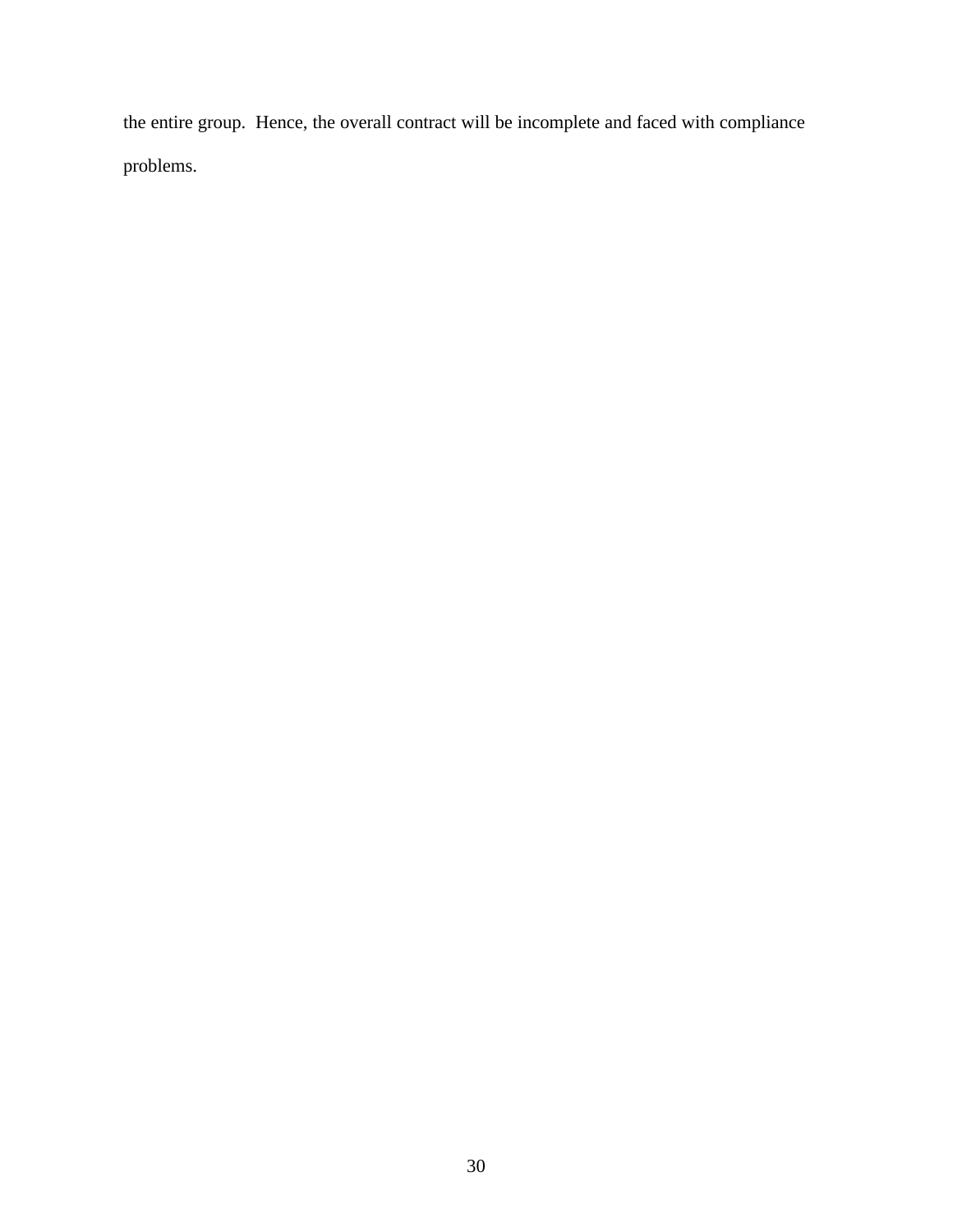the entire group. Hence, the overall contract will be incomplete and faced with compliance problems.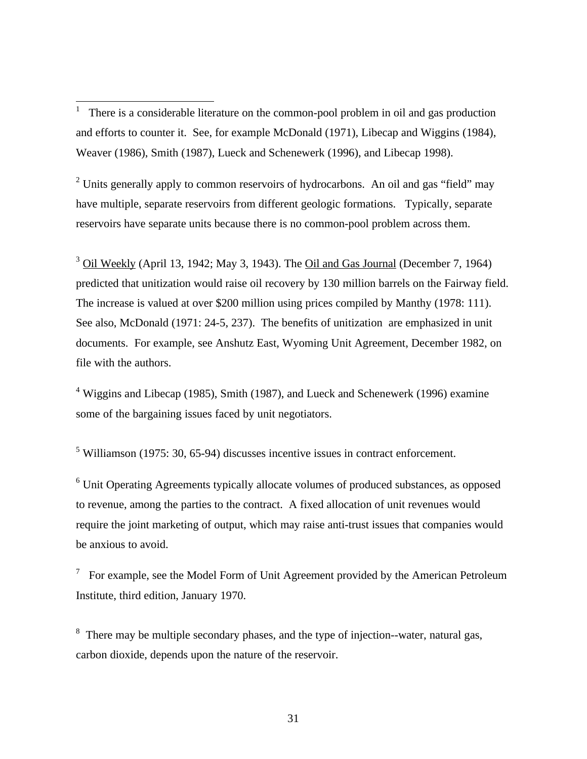[1] There is a considerable literature on the common-pool problem in oil and gas production and efforts to counter it. See, for example McDonald (1971), Libecap and Wiggins (1984), Weaver (1986), Smith (1987), Lueck and Schenewerk (1996), and Libecap 1998).

[2] Units generally apply to common reservoirs of hydrocarbons. An oil and gas "field" may have multiple, separate reservoirs from different geologic formations. Typically, separate reservoirs have separate units because there is no common-pool problem across them.

[3] Oil Weekly (April 13, 1942; May 3, 1943). The Oil and Gas Journal (December 7, 1964) predicted that unitization would raise oil recovery by 130 million barrels on the Fairway field. The increase is valued at over $200 million using prices compiled by Manthy (1978: 111). See also, McDonald (1971: 24-5, 237). The benefits of unitization are emphasized in unit documents. For example, see Anshutz East, Wyoming Unit Agreement, December 1982, on file with the authors.

[4] Wiggins and Libecap (1985), Smith (1987), and Lueck and Schenewerk (1996) examine some of the bargaining issues faced by unit negotiators.

[5] Williamson (1975: 30, 65-94) discusses incentive issues in contract enforcement.

[6] Unit Operating Agreements typically allocate volumes of produced substances, as opposed to revenue, among the parties to the contract. A fixed allocation of unit revenues would require the joint marketing of output, which may raise anti-trust issues that companies would be anxious to avoid.

[7] For example, see the Model Form of Unit Agreement provided by the American Petroleum Institute, third edition, January 1970.

[8] There may be multiple secondary phases, and the type of injection--water, natural gas, carbon dioxide, depends upon the nature of the reservoir.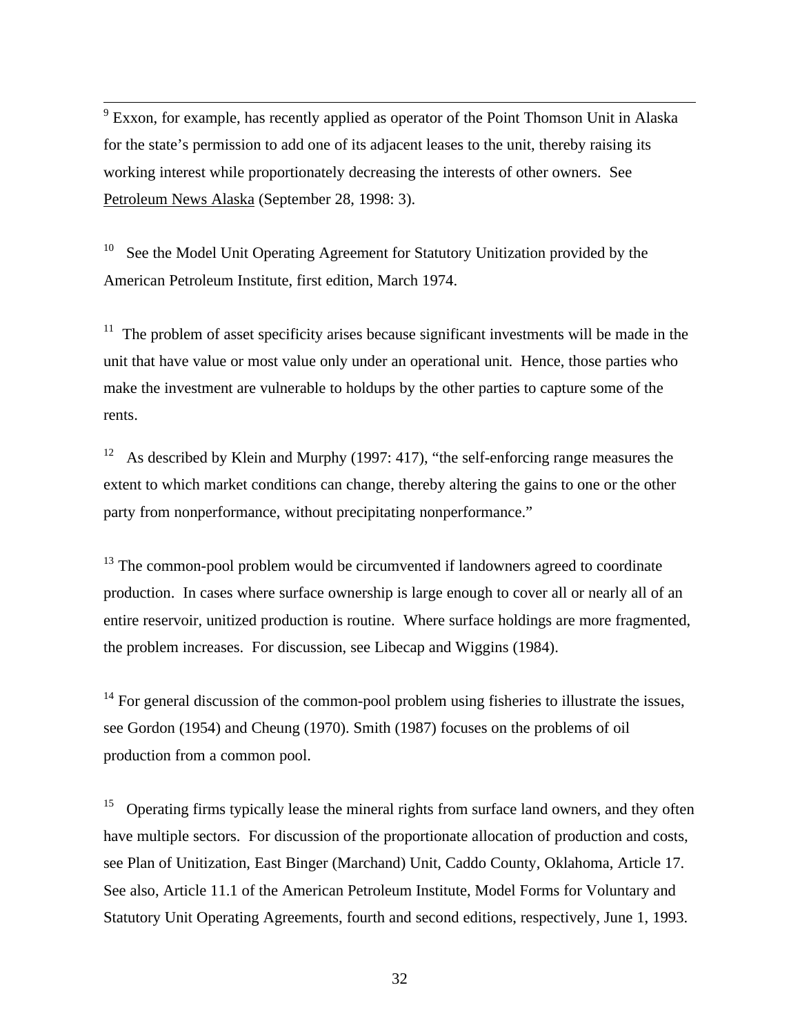[9] Exxon, for example, has recently applied as operator of the Point Thomson Unit in Alaska for the state's permission to add one of its adjacent leases to the unit, thereby raising its working interest while proportionately decreasing the interests of other owners. See Petroleum News Alaska (September 28, 1998: 3).

[10] See the Model Unit Operating Agreement for Statutory Unitization provided by the American Petroleum Institute, first edition, March 1974.

[11] The problem of asset specificity arises because significant investments will be made in the unit that have value or most value only under an operational unit. Hence, those parties who make the investment are vulnerable to holdups by the other parties to capture some of the rents.

[12] As described by Klein and Murphy (1997: 417), "the self-enforcing range measures the extent to which market conditions can change, thereby altering the gains to one or the other party from nonperformance, without precipitating nonperformance."

[13] The common-pool problem would be circumvented if landowners agreed to coordinate production. In cases where surface ownership is large enough to cover all or nearly all of an entire reservoir, unitized production is routine. Where surface holdings are more fragmented, the problem increases. For discussion, see Libecap and Wiggins (1984).

[14] For general discussion of the common-pool problem using fisheries to illustrate the issues, see Gordon (1954) and Cheung (1970). Smith (1987) focuses on the problems of oil production from a common pool.

[15] Operating firms typically lease the mineral rights from surface land owners, and they often have multiple sectors. For discussion of the proportionate allocation of production and costs, see Plan of Unitization, East Binger (Marchand) Unit, Caddo County, Oklahoma, Article 17. See also, Article 11.1 of the American Petroleum Institute, Model Forms for Voluntary and Statutory Unit Operating Agreements, fourth and second editions, respectively, June 1, 1993.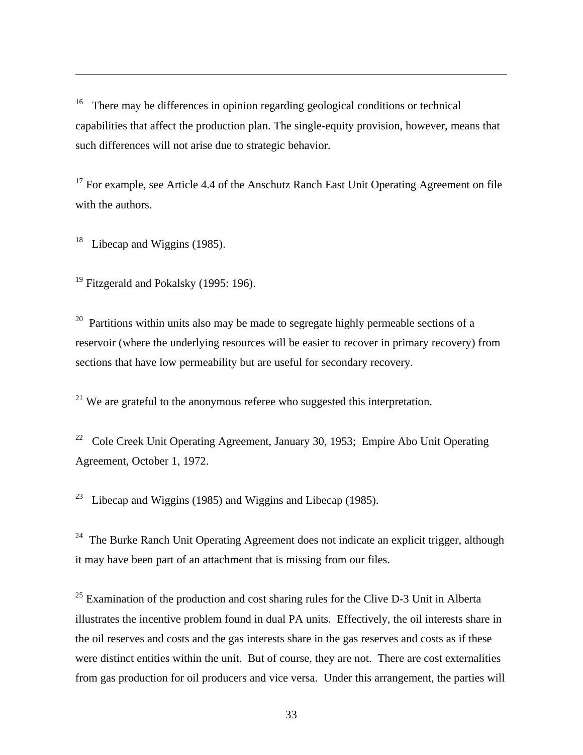[16] There may be differences in opinion regarding geological conditions or technical capabilities that affect the production plan. The single-equity provision, however, means that such differences will not arise due to strategic behavior.

[17] For example, see Article 4.4 of the Anschutz Ranch East Unit Operating Agreement on file with the authors.

[18] Libecap and Wiggins (1985).

[19] Fitzgerald and Pokalsky (1995: 196).

[20] Partitions within units also may be made to segregate highly permeable sections of a reservoir (where the underlying resources will be easier to recover in primary recovery) from sections that have low permeability but are useful for secondary recovery.

[21] We are grateful to the anonymous referee who suggested this interpretation.

[22] Cole Creek Unit Operating Agreement, January 30, 1953; Empire Abo Unit Operating Agreement, October 1, 1972.

[23] Libecap and Wiggins (1985) and Wiggins and Libecap (1985).

[24] The Burke Ranch Unit Operating Agreement does not indicate an explicit trigger, although it may have been part of an attachment that is missing from our files.

[25] Examination of the production and cost sharing rules for the Clive D-3 Unit in Alberta illustrates the incentive problem found in dual PA units. Effectively, the oil interests share in the oil reserves and costs and the gas interests share in the gas reserves and costs as if these were distinct entities within the unit. But of course, they are not. There are cost externalities from gas production for oil producers and vice versa. Under this arrangement, the parties will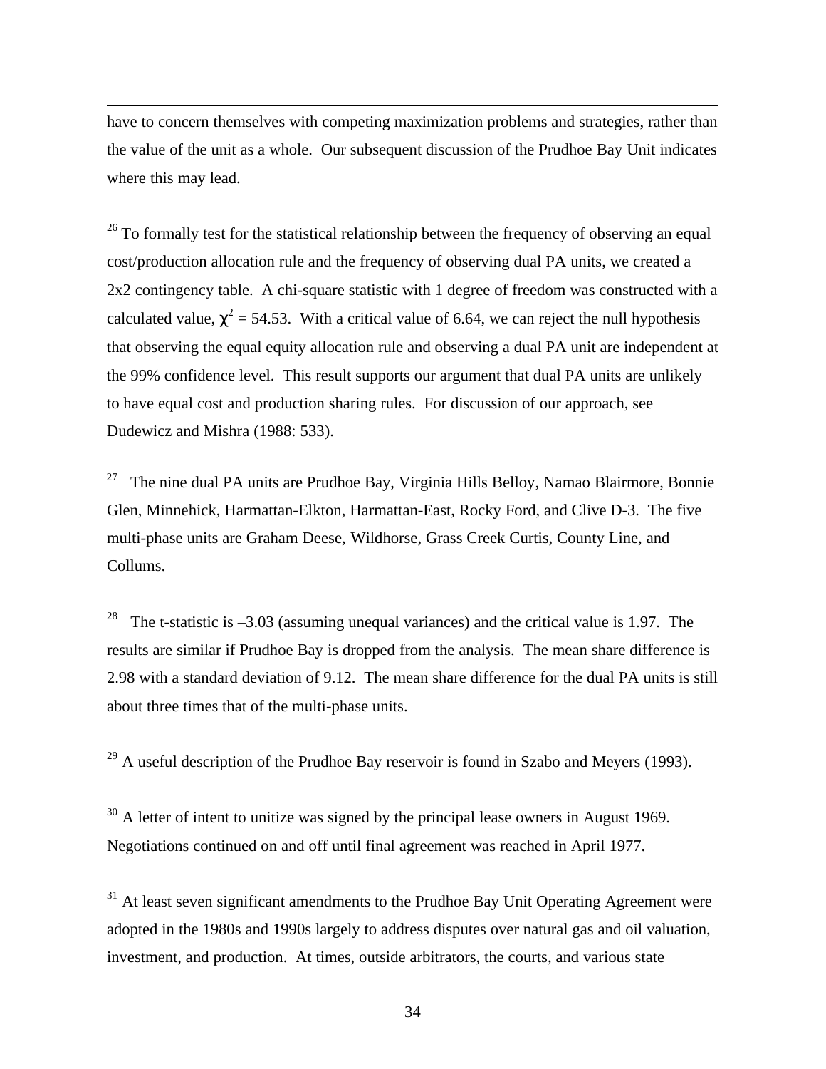have to concern themselves with competing maximization problems and strategies, rather than the value of the unit as a whole. Our subsequent discussion of the Prudhoe Bay Unit indicates where this may lead.

[26] To formally test for the statistical relationship between the frequency of observing an equal cost/production allocation rule and the frequency of observing dual PA units, we created a 2x2 contingency table. A chi-square statistic with 1 degree of freedom was constructed with a calculated value, $\chi^2 = 54.53$. With a critical value of 6.64, we can reject the null hypothesis that observing the equal equity allocation rule and observing a dual PA unit are independent at the 99% confidence level. This result supports our argument that dual PA units are unlikely to have equal cost and production sharing rules. For discussion of our approach, see Dudewicz and Mishra (1988: 533).

[27] The nine dual PA units are Prudhoe Bay, Virginia Hills Belloy, Namao Blairmore, Bonnie Glen, Minnehick, Harmattan-Elkton, Harmattan-East, Rocky Ford, and Clive D-3. The five multi-phase units are Graham Deese, Wildhorse, Grass Creek Curtis, County Line, and Collums.

[28] The t-statistic is –3.03 (assuming unequal variances) and the critical value is 1.97. The results are similar if Prudhoe Bay is dropped from the analysis. The mean share difference is 2.98 with a standard deviation of 9.12. The mean share difference for the dual PA units is still about three times that of the multi-phase units.

[29] A useful description of the Prudhoe Bay reservoir is found in Szabo and Meyers (1993).

[30] A letter of intent to unitize was signed by the principal lease owners in August 1969. Negotiations continued on and off until final agreement was reached in April 1977.

[31] At least seven significant amendments to the Prudhoe Bay Unit Operating Agreement were adopted in the 1980s and 1990s largely to address disputes over natural gas and oil valuation, investment, and production. At times, outside arbitrators, the courts, and various state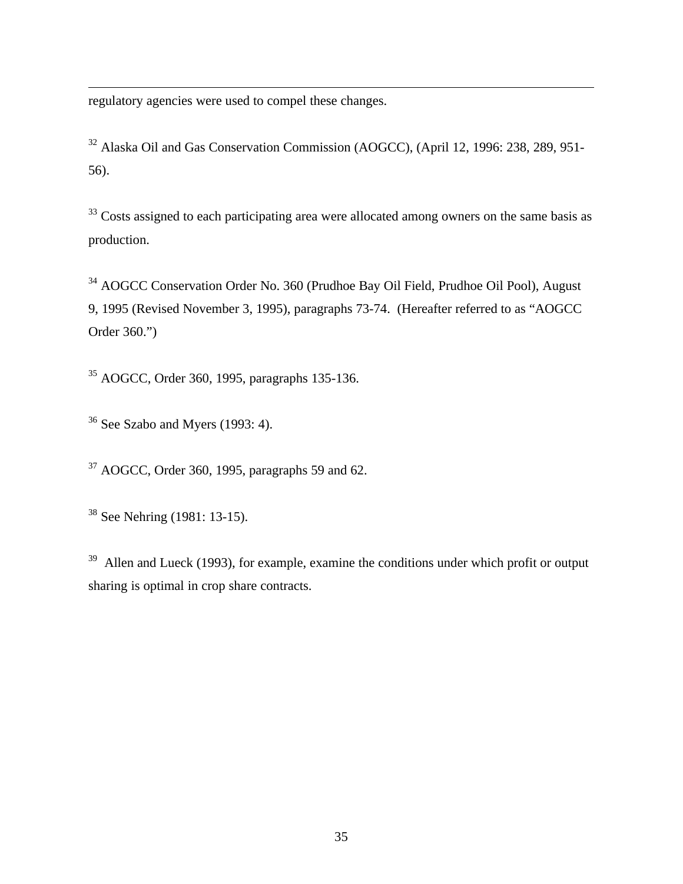regulatory agencies were used to compel these changes.

[32] Alaska Oil and Gas Conservation Commission (AOGCC), (April 12, 1996: 238, 289, 951-56).

[33] Costs assigned to each participating area were allocated among owners on the same basis as production.

[34] AOGCC Conservation Order No. 360 (Prudhoe Bay Oil Field, Prudhoe Oil Pool), August 9, 1995 (Revised November 3, 1995), paragraphs 73-74. (Hereafter referred to as "AOGCC Order 360.")

[35] AOGCC, Order 360, 1995, paragraphs 135-136.

[36] See Szabo and Myers (1993: 4).

[37] AOGCC, Order 360, 1995, paragraphs 59 and 62.

[38] See Nehring (1981: 13-15).

[39] Allen and Lueck (1993), for example, examine the conditions under which profit or output sharing is optimal in crop share contracts.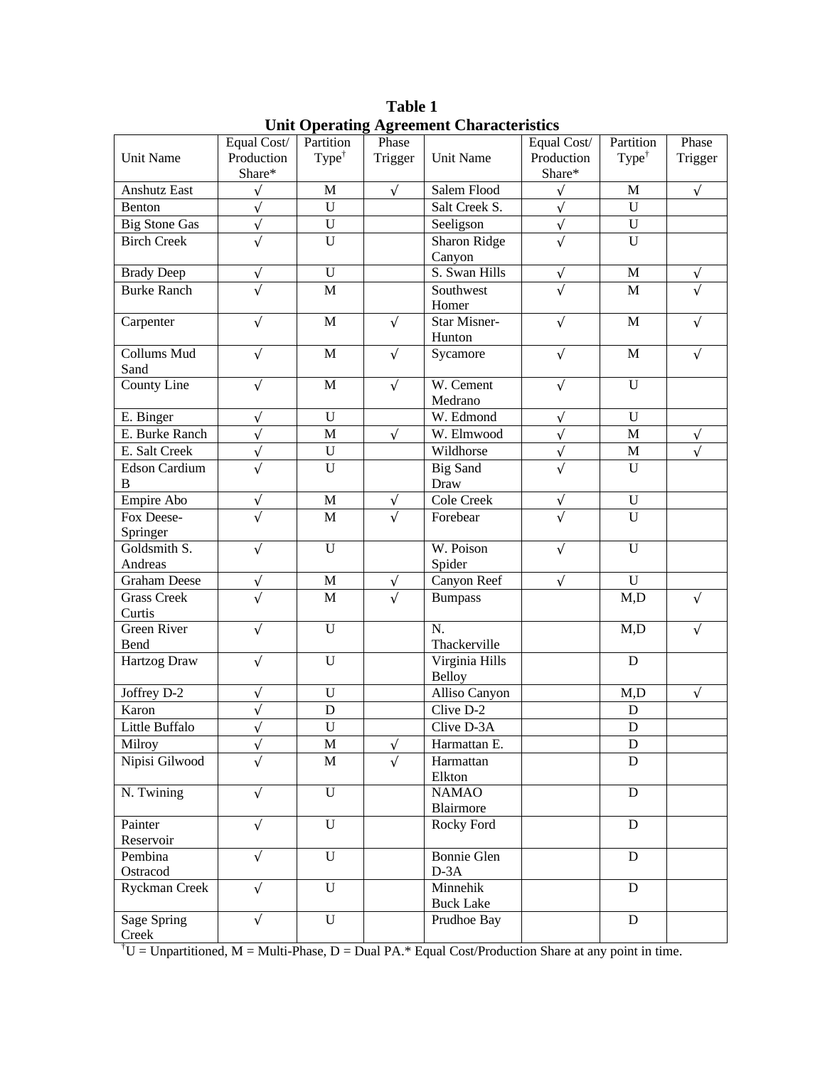**Table 1**
**Unit Operating Agreement Characteristics**

| Unit Name | Equal Cost/ Production Share* | Partition Type† | Phase Trigger | Unit Name | Equal Cost/ Production Share* | Partition Type† | Phase Trigger |
|---|---|---|---|---|---|---|---|
| Anshutz East | √ | M | √ | Salem Flood | √ | M | √ |
| Benton | √ | U | | Salt Creek S. | √ | U | |
| Big Stone Gas | √ | U | | Seeligson | √ | U | |
| Birch Creek | √ | U | | Sharon Ridge Canyon | √ | U | |
| Brady Deep | √ | U | | S. Swan Hills | √ | M | √ |
| Burke Ranch | √ | M | | Southwest Homer | √ | M | √ |
| Carpenter | √ | M | √ | Star Misner-Hunton | √ | M | √ |
| Collums Mud Sand | √ | M | √ | Sycamore | √ | M | √ |
| County Line | √ | M | √ | W. Cement Medrano | √ | U | |
| E. Binger | √ | U | | W. Edmond | √ | U | |
| E. Burke Ranch | √ | M | √ | W. Elmwood | √ | M | √ |
| E. Salt Creek | √ | U | | Wildhorse | √ | M | √ |
| Edson Cardium B | √ | U | | Big Sand Draw | √ | U | |
| Empire Abo | √ | M | √ | Cole Creek | √ | U | |
| Fox Deese-Springer | √ | M | √ | Forebear | √ | U | |
| Goldsmith S. Andreas | √ | U | | W. Poison Spider | √ | U | |
| Graham Deese | √ | M | √ | Canyon Reef | √ | U | |
| Grass Creek Curtis | √ | M | √ | Bumpass | | M,D | √ |
| Green River Bend | √ | U | | N. Thackerville | | M,D | √ |
| Hartzog Draw | √ | U | | Virginia Hills Belloy | | D | |
| Joffrey D-2 | √ | U | | Alliso Canyon | | M,D | √ |
| Karon | √ | D | | Clive D-2 | | D | |
| Little Buffalo | √ | U | | Clive D-3A | | D | |
| Milroy | √ | M | √ | Harmattan E. | | D | |
| Nipisi Gilwood | √ | M | √ | Harmattan Elkton | | D | |
| N. Twining | √ | U | | NAMAO Blairmore | | D | |
| Painter Reservoir | √ | U | | Rocky Ford | | D | |
| Pembina Ostracod | √ | U | | Bonnie Glen D-3A | | D | |
| Ryckman Creek | √ | U | | Minnehik Buck Lake | | D | |
| Sage Spring Creek | √ | U | | Prudhoe Bay | | D | |

†U = Unpartitioned, M = Multi-Phase, D = Dual PA.* Equal Cost/Production Share at any point in time.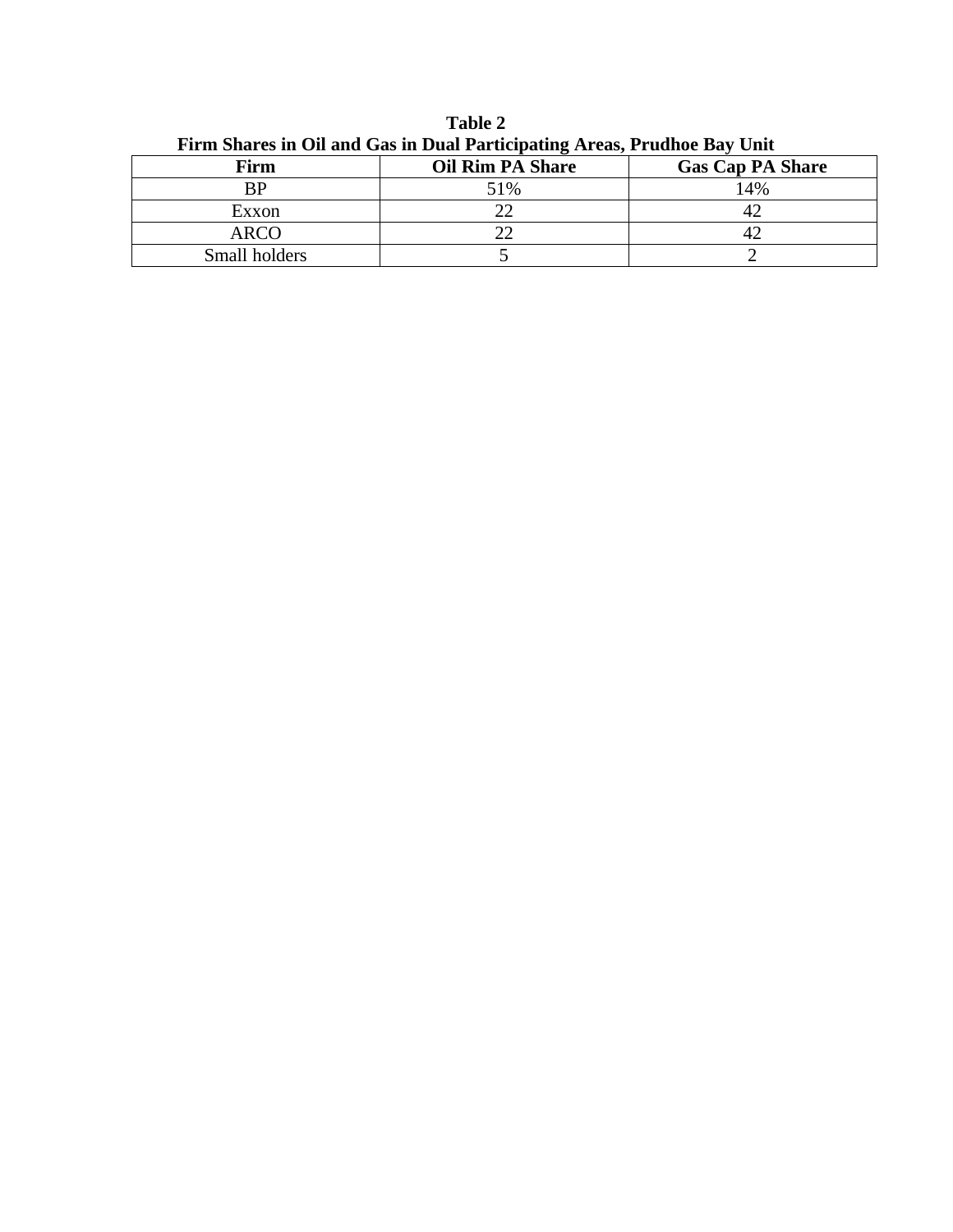**Table 2**
**Firm Shares in Oil and Gas in Dual Participating Areas, Prudhoe Bay Unit**

| Firm | Oil Rim PA Share | Gas Cap PA Share |
|---|---|---|
| BP | 51% | 14% |
| Exxon | 22 | 42 |
| ARCO | 22 | 42 |
| Small holders | 5 | 2 |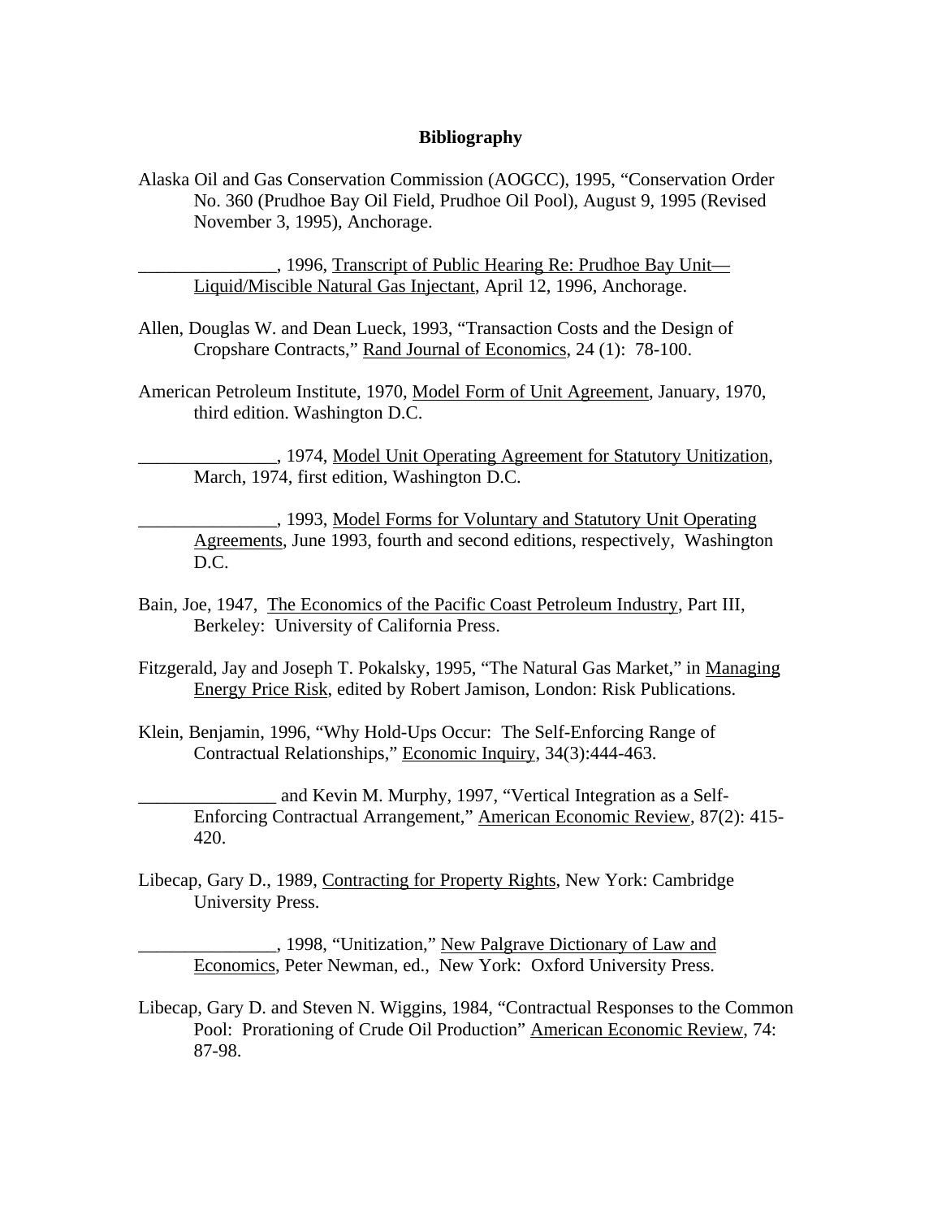# Bibliography

Alaska Oil and Gas Conservation Commission (AOGCC), 1995, "Conservation Order No. 360 (Prudhoe Bay Oil Field, Prudhoe Oil Pool), August 9, 1995 (Revised November 3, 1995), Anchorage.

_______________, 1996, Transcript of Public Hearing Re: Prudhoe Bay Unit—Liquid/Miscible Natural Gas Injectant, April 12, 1996, Anchorage.

Allen, Douglas W. and Dean Lueck, 1993, "Transaction Costs and the Design of Cropshare Contracts," Rand Journal of Economics, 24 (1): 78-100.

American Petroleum Institute, 1970, Model Form of Unit Agreement, January, 1970, third edition. Washington D.C.

_______________, 1974, Model Unit Operating Agreement for Statutory Unitization, March, 1974, first edition, Washington D.C.

_______________, 1993, Model Forms for Voluntary and Statutory Unit Operating Agreements, June 1993, fourth and second editions, respectively, Washington D.C.

Bain, Joe, 1947, The Economics of the Pacific Coast Petroleum Industry, Part III, Berkeley: University of California Press.

Fitzgerald, Jay and Joseph T. Pokalsky, 1995, "The Natural Gas Market," in Managing Energy Price Risk, edited by Robert Jamison, London: Risk Publications.

Klein, Benjamin, 1996, "Why Hold-Ups Occur: The Self-Enforcing Range of Contractual Relationships," Economic Inquiry, 34(3):444-463.

_______________ and Kevin M. Murphy, 1997, "Vertical Integration as a Self-Enforcing Contractual Arrangement," American Economic Review, 87(2): 415-420.

Libecap, Gary D., 1989, Contracting for Property Rights, New York: Cambridge University Press.

_______________, 1998, "Unitization," New Palgrave Dictionary of Law and Economics, Peter Newman, ed., New York: Oxford University Press.

Libecap, Gary D. and Steven N. Wiggins, 1984, "Contractual Responses to the Common Pool: Prorationing of Crude Oil Production" American Economic Review, 74: 87-98.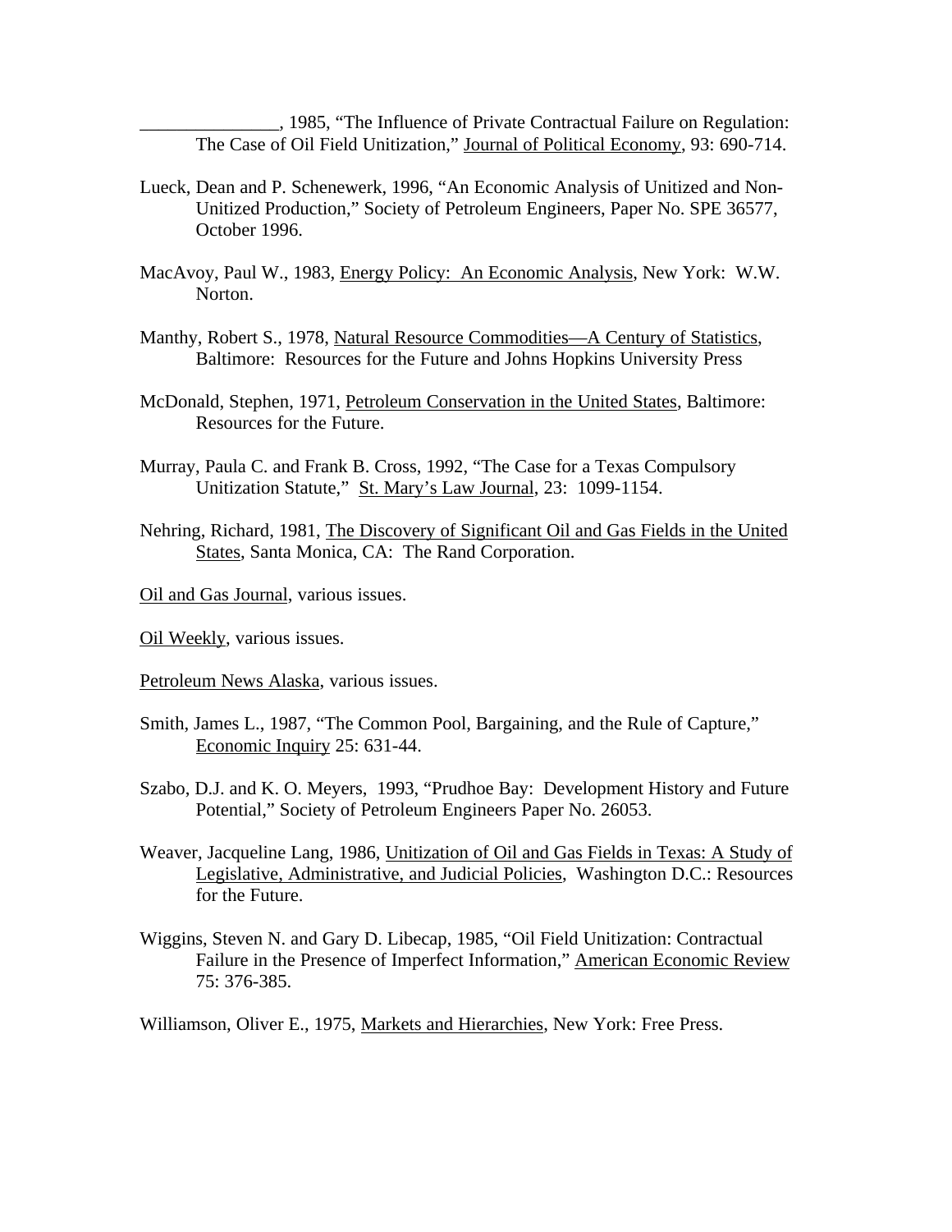_______________, 1985, "The Influence of Private Contractual Failure on Regulation: The Case of Oil Field Unitization," Journal of Political Economy, 93: 690-714.

Lueck, Dean and P. Schenewerk, 1996, "An Economic Analysis of Unitized and Non-Unitized Production," Society of Petroleum Engineers, Paper No. SPE 36577, October 1996.

MacAvoy, Paul W., 1983, Energy Policy: An Economic Analysis, New York: W.W. Norton.

Manthy, Robert S., 1978, Natural Resource Commodities—A Century of Statistics, Baltimore: Resources for the Future and Johns Hopkins University Press

McDonald, Stephen, 1971, Petroleum Conservation in the United States, Baltimore: Resources for the Future.

Murray, Paula C. and Frank B. Cross, 1992, "The Case for a Texas Compulsory Unitization Statute," St. Mary's Law Journal, 23: 1099-1154.

Nehring, Richard, 1981, The Discovery of Significant Oil and Gas Fields in the United States, Santa Monica, CA: The Rand Corporation.

Oil and Gas Journal, various issues.

Oil Weekly, various issues.

Petroleum News Alaska, various issues.

Smith, James L., 1987, "The Common Pool, Bargaining, and the Rule of Capture," Economic Inquiry 25: 631-44.

Szabo, D.J. and K. O. Meyers, 1993, "Prudhoe Bay: Development History and Future Potential," Society of Petroleum Engineers Paper No. 26053.

Weaver, Jacqueline Lang, 1986, Unitization of Oil and Gas Fields in Texas: A Study of Legislative, Administrative, and Judicial Policies, Washington D.C.: Resources for the Future.

Wiggins, Steven N. and Gary D. Libecap, 1985, "Oil Field Unitization: Contractual Failure in the Presence of Imperfect Information," American Economic Review 75: 376-385.

Williamson, Oliver E., 1975, Markets and Hierarchies, New York: Free Press.